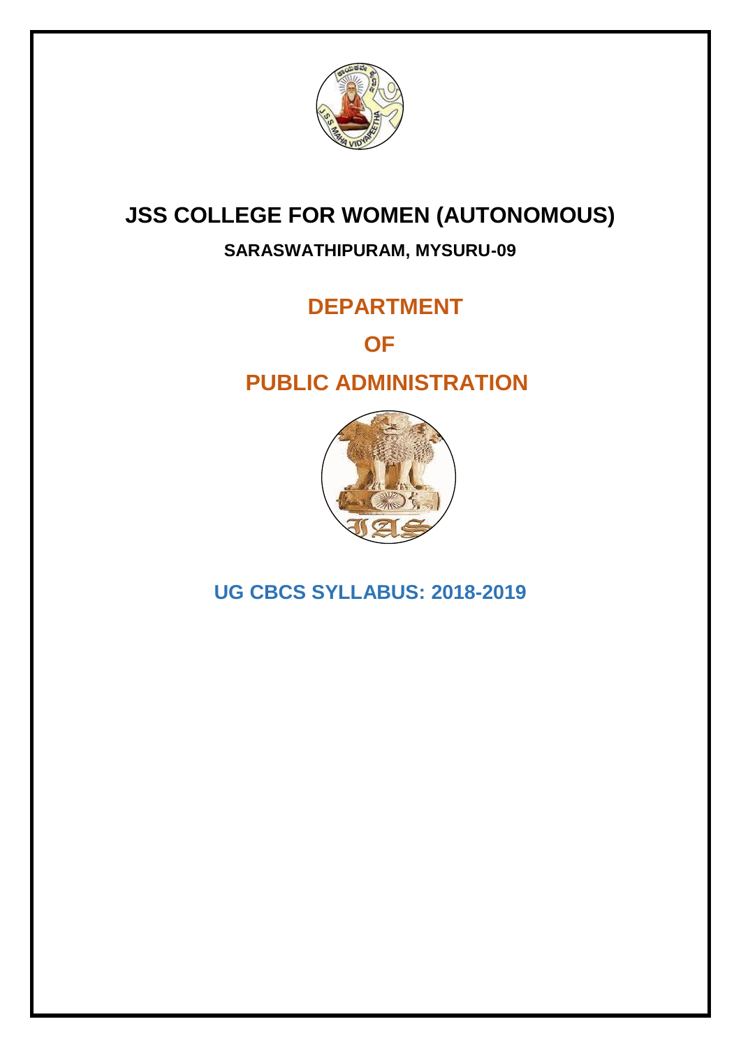# JSS COLLEGE FOR WOMEN (AUTONOMOUS)

**SARASWATHIPURAM, MYSURU-09**

## DEPARTMENT

## OF

## PUBLIC ADMINISTRATION

## UG CBCS SYLLABUS: 2018-2019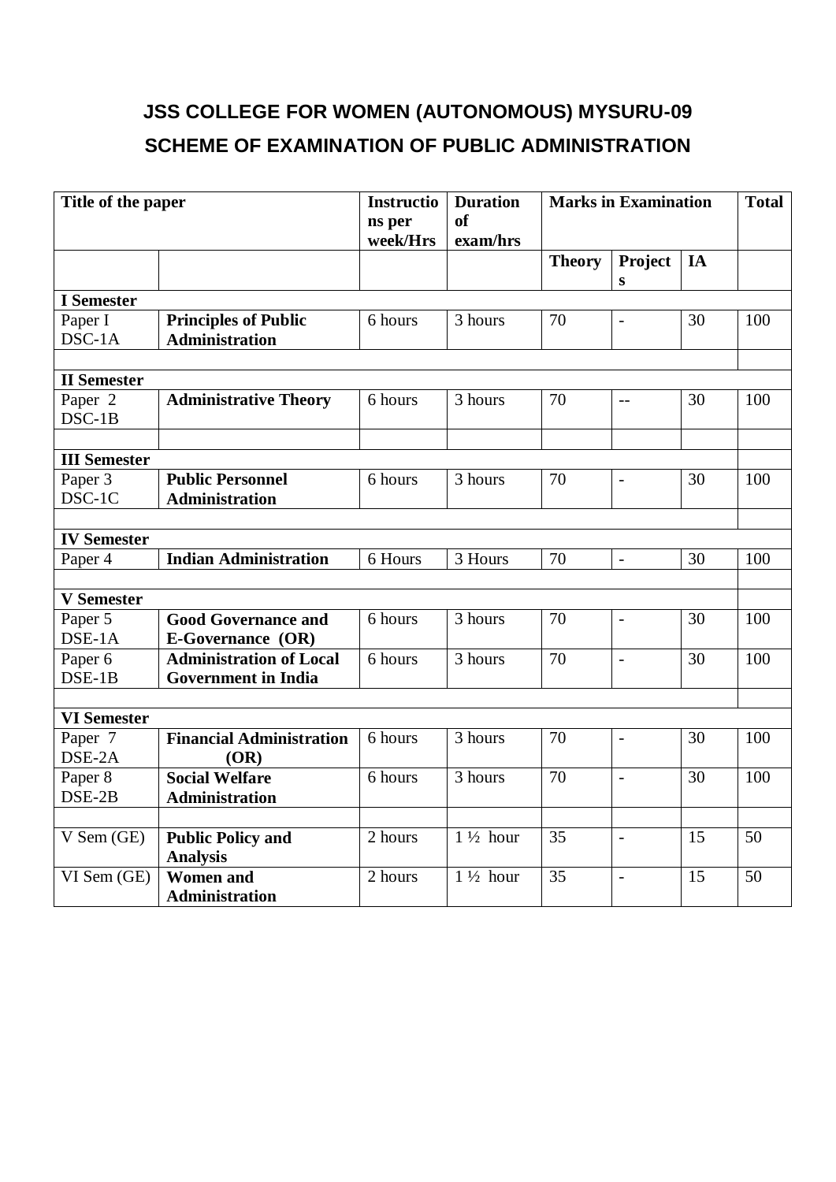# JSS COLLEGE FOR WOMEN (AUTONOMOUS) MYSURU-09

## SCHEME OF EXAMINATION OF PUBLIC ADMINISTRATION

| **Title of the paper** | | **Instructions per week/Hrs** | **Duration of exam/hrs** | **Marks in Examination** | | | **Total** |
|---|---|---|---|---|---|---|---|
| | | | | **Theory** | **Projects** | **IA** | |
| **I Semester** | | | | | | | |
| Paper I DSC-1A | **Principles of Public Administration** | 6 hours | 3 hours | 70 | - | 30 | 100 |
| | | | | | | | |
| **II Semester** | | | | | | | |
| Paper 2 DSC-1B | **Administrative Theory** | 6 hours | 3 hours | 70 | -- | 30 | 100 |
| | | | | | | | |
| **III Semester** | | | | | | | |
| Paper 3 DSC-1C | **Public Personnel Administration** | 6 hours | 3 hours | 70 | - | 30 | 100 |
| | | | | | | | |
| **IV Semester** | | | | | | | |
| Paper 4 | **Indian Administration** | 6 Hours | 3 Hours | 70 | - | 30 | 100 |
| | | | | | | | |
| **V Semester** | | | | | | | |
| Paper 5 DSE-1A | **Good Governance and E-Governance (OR)** | 6 hours | 3 hours | 70 | - | 30 | 100 |
| Paper 6 DSE-1B | **Administration of Local Government in India** | 6 hours | 3 hours | 70 | - | 30 | 100 |
| | | | | | | | |
| **VI Semester** | | | | | | | |
| Paper 7 DSE-2A | **Financial Administration (OR)** | 6 hours | 3 hours | 70 | - | 30 | 100 |
| Paper 8 DSE-2B | **Social Welfare Administration** | 6 hours | 3 hours | 70 | - | 30 | 100 |
| | | | | | | | |
| V Sem (GE) | **Public Policy and Analysis** | 2 hours | 1 ½ hour | 35 | - | 15 | 50 |
| VI Sem (GE) | **Women and Administration** | 2 hours | 1 ½ hour | 35 | - | 15 | 50 |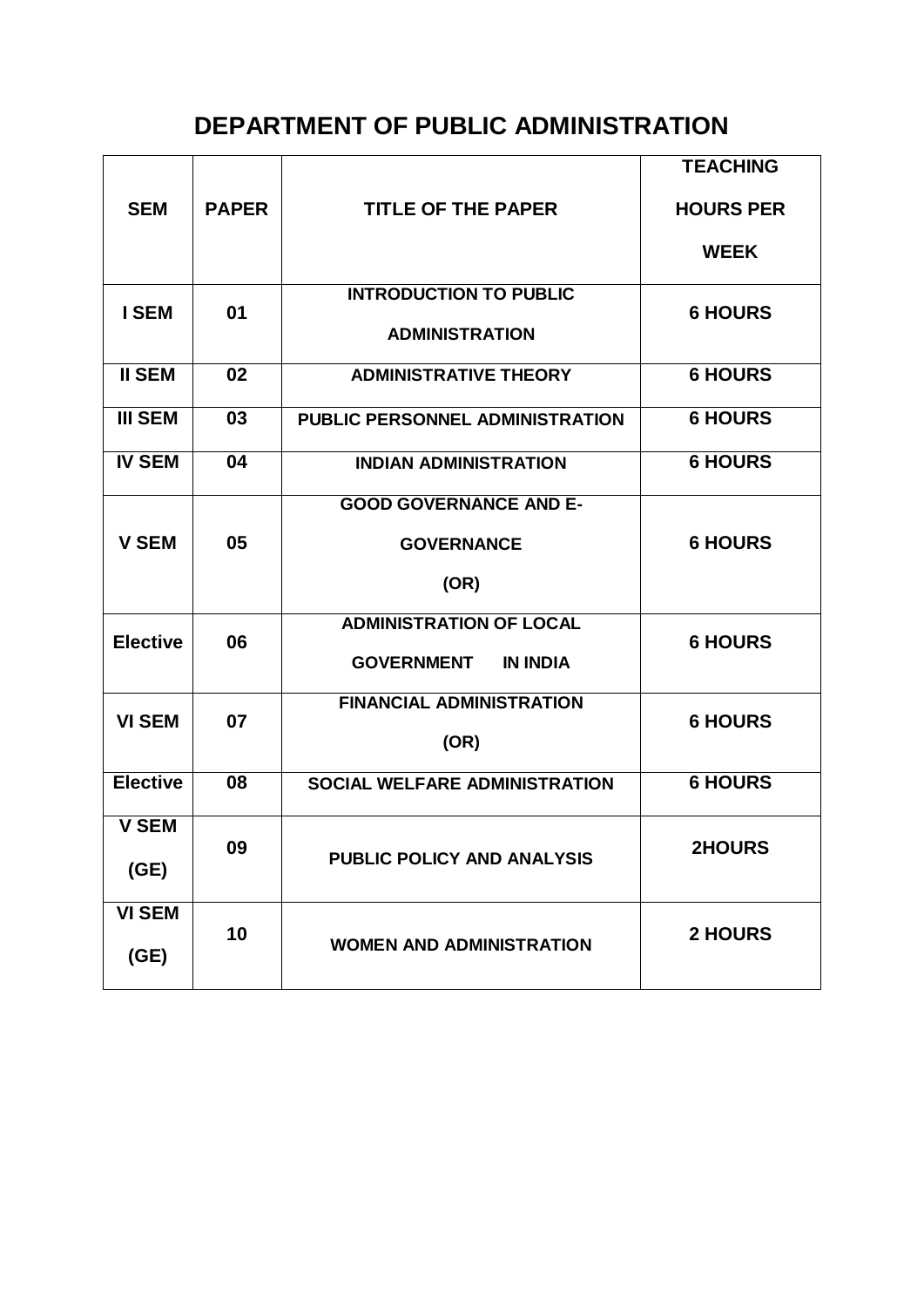# DEPARTMENT OF PUBLIC ADMINISTRATION

| SEM | PAPER | TITLE OF THE PAPER | TEACHING HOURS PER WEEK |
|---|---|---|---|
| I SEM | 01 | INTRODUCTION TO PUBLIC ADMINISTRATION | 6 HOURS |
| II SEM | 02 | ADMINISTRATIVE THEORY | 6 HOURS |
| III SEM | 03 | PUBLIC PERSONNEL ADMINISTRATION | 6 HOURS |
| IV SEM | 04 | INDIAN ADMINISTRATION | 6 HOURS |
| V SEM | 05 | GOOD GOVERNANCE AND E-GOVERNANCE (OR) | 6 HOURS |
| Elective | 06 | ADMINISTRATION OF LOCAL GOVERNMENT IN INDIA | 6 HOURS |
| VI SEM | 07 | FINANCIAL ADMINISTRATION (OR) | 6 HOURS |
| Elective | 08 | SOCIAL WELFARE ADMINISTRATION | 6 HOURS |
| V SEM (GE) | 09 | PUBLIC POLICY AND ANALYSIS | 2HOURS |
| VI SEM (GE) | 10 | WOMEN AND ADMINISTRATION | 2 HOURS |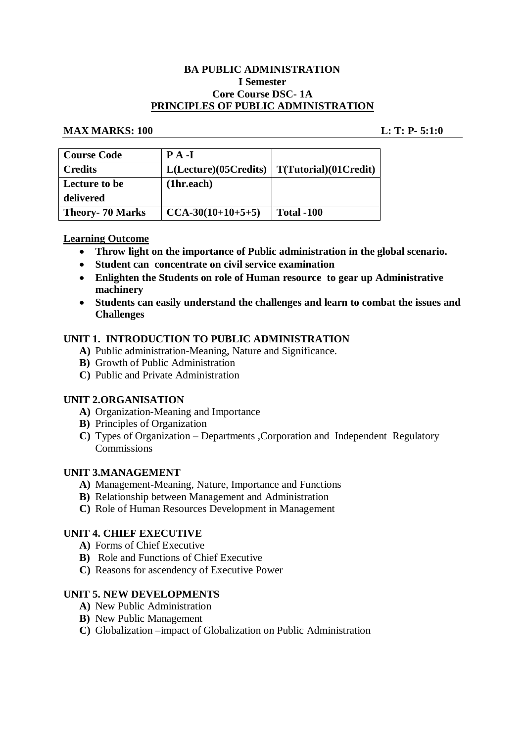**BA PUBLIC ADMINISTRATION**
**I Semester**
**Core Course DSC- 1A**
**PRINCIPLES OF PUBLIC ADMINISTRATION**

**MAX MARKS: 100** **L: T: P- 5:1:0**

| **Course Code** | **P A -I** | |
|---|---|---|
| **Credits** | **L(Lecture)(05Credits)** | **T(Tutorial)(01Credit)** |
| **Lecture to be delivered** | **(1hr.each)** | |
| **Theory- 70 Marks** | **CCA-30(10+10+5+5)** | **Total -100** |

**Learning Outcome**

- **Throw light on the importance of Public administration in the global scenario.**
- **Student can concentrate on civil service examination**
- **Enlighten the Students on role of Human resource to gear up Administrative machinery**
- **Students can easily understand the challenges and learn to combat the issues and Challenges**

**UNIT 1. INTRODUCTION TO PUBLIC ADMINISTRATION**

**A)** Public administration-Meaning, Nature and Significance.
**B)** Growth of Public Administration
**C)** Public and Private Administration

**UNIT 2.ORGANISATION**

**A)** Organization-Meaning and Importance
**B)** Principles of Organization
**C)** Types of Organization – Departments ,Corporation and Independent Regulatory Commissions

**UNIT 3.MANAGEMENT**

**A)** Management-Meaning, Nature, Importance and Functions
**B)** Relationship between Management and Administration
**C)** Role of Human Resources Development in Management

**UNIT 4. CHIEF EXECUTIVE**

**A)** Forms of Chief Executive
**B)** Role and Functions of Chief Executive
**C)** Reasons for ascendency of Executive Power

**UNIT 5. NEW DEVELOPMENTS**

**A)** New Public Administration
**B)** New Public Management
**C)** Globalization –impact of Globalization on Public Administration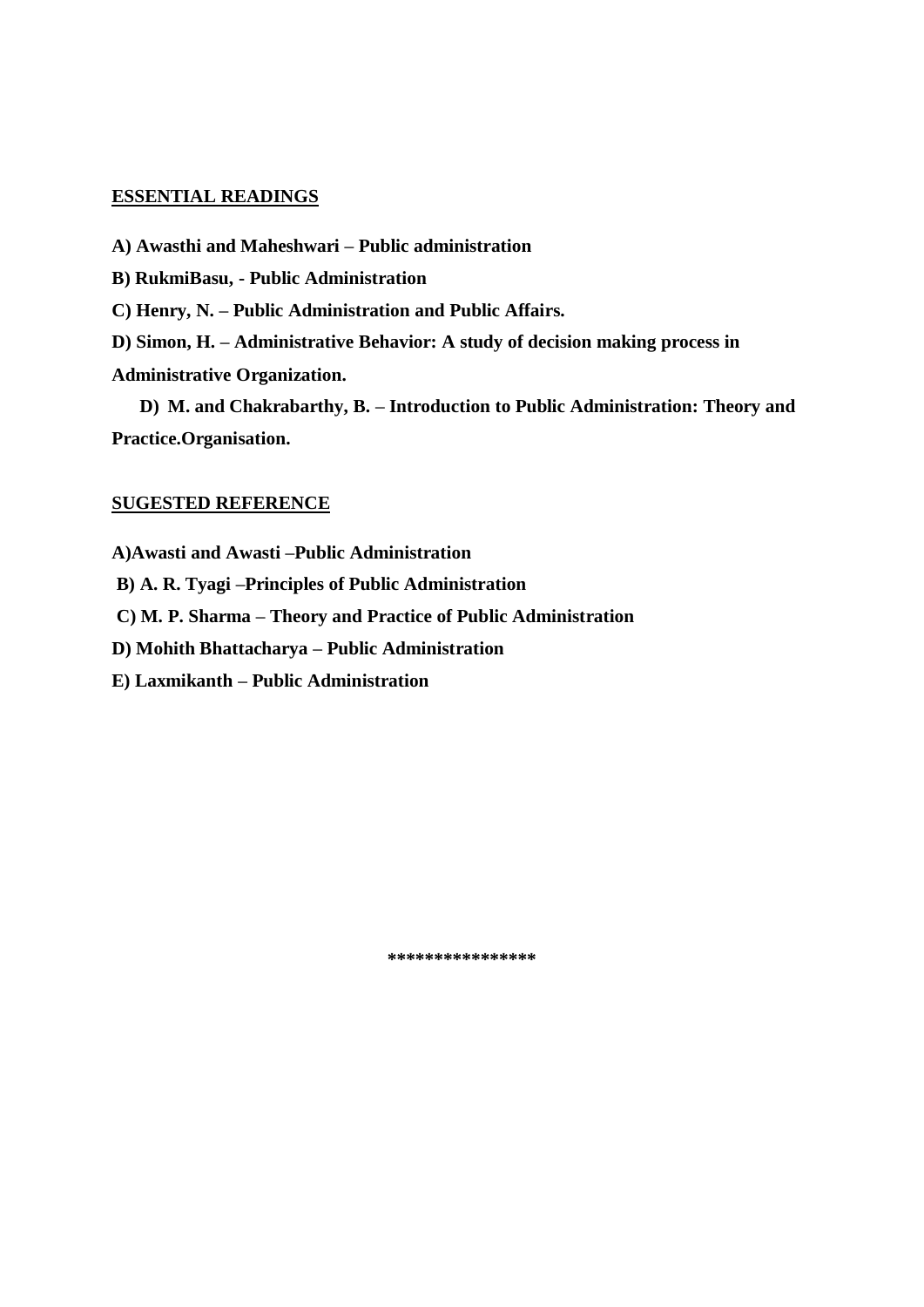**ESSENTIAL READINGS**

**A) Awasthi and Maheshwari – Public administration**

**B) RukmiBasu, - Public Administration**

**C) Henry, N. – Public Administration and Public Affairs.**

**D) Simon, H. – Administrative Behavior: A study of decision making process in Administrative Organization.**

**D) M. and Chakrabarthy, B. – Introduction to Public Administration: Theory and Practice.Organisation.**

**SUGESTED REFERENCE**

**A)Awasti and Awasti –Public Administration**

**B) A. R. Tyagi –Principles of Public Administration**

**C) M. P. Sharma – Theory and Practice of Public Administration**

**D) Mohith Bhattacharya – Public Administration**

**E) Laxmikanth – Public Administration**

***************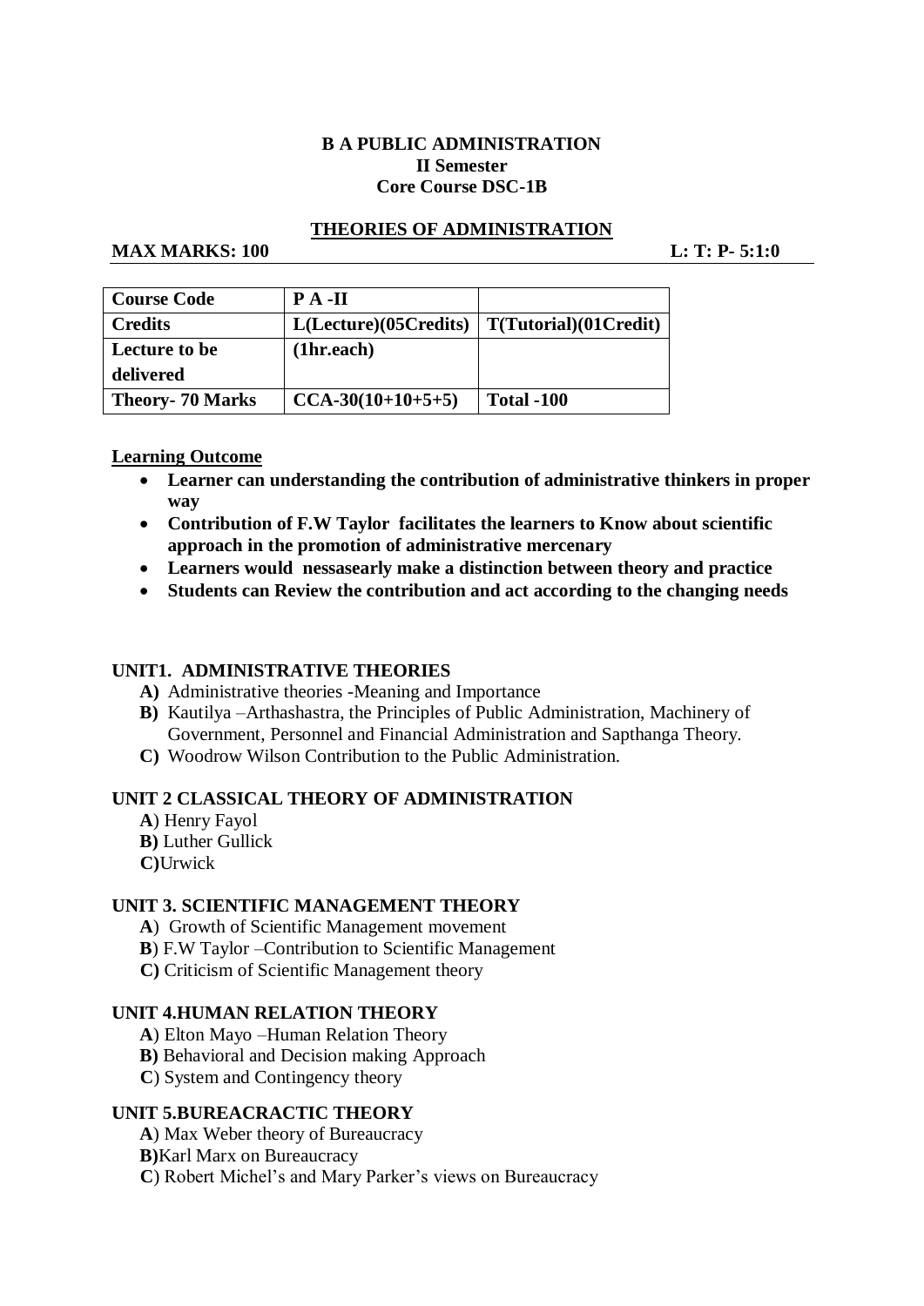**B A PUBLIC ADMINISTRATION**
**II Semester**
**Core Course DSC-1B**

## THEORIES OF ADMINISTRATION

**MAX MARKS: 100** **L: T: P- 5:1:0**

| Course Code | P A -II | |
|---|---|---|
| Credits | L(Lecture)(05Credits) | T(Tutorial)(01Credit) |
| Lecture to be delivered | (1hr.each) | |
| Theory- 70 Marks | CCA-30(10+10+5+5) | Total -100 |

**Learning Outcome**

- **Learner can understanding the contribution of administrative thinkers in proper way**
- **Contribution of F.W Taylor facilitates the learners to Know about scientific approach in the promotion of administrative mercenary**
- **Learners would nessasearly make a distinction between theory and practice**
- **Students can Review the contribution and act according to the changing needs**

### UNIT1. ADMINISTRATIVE THEORIES

**A)** Administrative theories -Meaning and Importance
**B)** Kautilya –Arthashastra, the Principles of Public Administration, Machinery of Government, Personnel and Financial Administration and Sapthanga Theory.
**C)** Woodrow Wilson Contribution to the Public Administration.

### UNIT 2 CLASSICAL THEORY OF ADMINISTRATION

**A**) Henry Fayol
**B)** Luther Gullick
**C)**Urwick

### UNIT 3. SCIENTIFIC MANAGEMENT THEORY

**A**) Growth of Scientific Management movement
**B**) F.W Taylor –Contribution to Scientific Management
**C)** Criticism of Scientific Management theory

### UNIT 4.HUMAN RELATION THEORY

**A**) Elton Mayo –Human Relation Theory
**B)** Behavioral and Decision making Approach
**C**) System and Contingency theory

### UNIT 5.BUREACRACTIC THEORY

**A**) Max Weber theory of Bureaucracy
**B)**Karl Marx on Bureaucracy
**C**) Robert Michel's and Mary Parker's views on Bureaucracy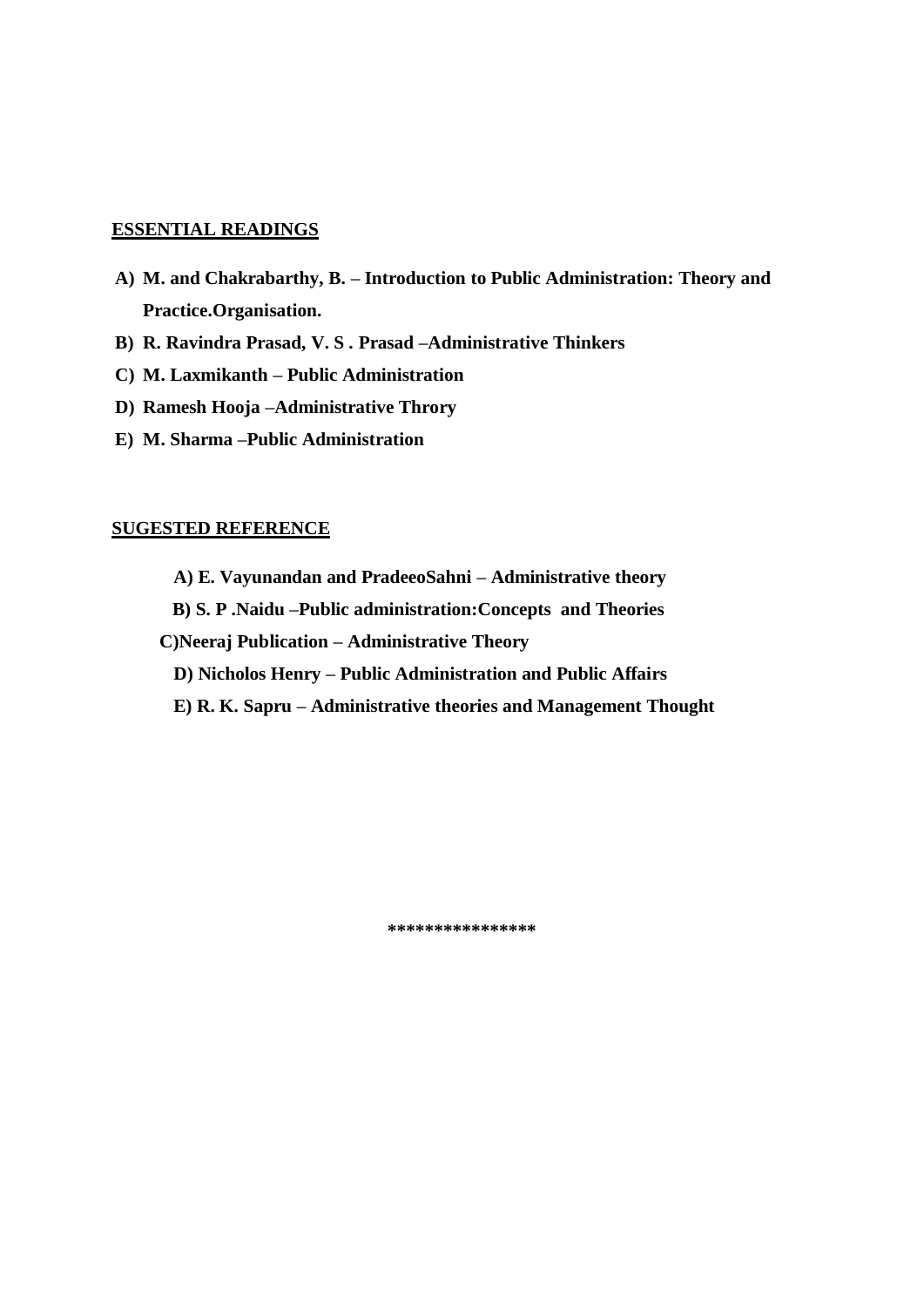**ESSENTIAL READINGS**

A) **M. and Chakrabarthy, B. – Introduction to Public Administration: Theory and Practice.Organisation.**

B) **R. Ravindra Prasad, V. S . Prasad –Administrative Thinkers**

C) **M. Laxmikanth – Public Administration**

D) **Ramesh Hooja –Administrative Throry**

E) **M. Sharma –Public Administration**

**SUGESTED REFERENCE**

A) **E. Vayunandan and PradeeoSahni – Administrative theory**

B) **S. P .Naidu –Public administration:Concepts and Theories**

C) **Neeraj Publication – Administrative Theory**

D) **Nicholos Henry – Public Administration and Public Affairs**

E) **R. K. Sapru – Administrative theories and Management Thought**

***************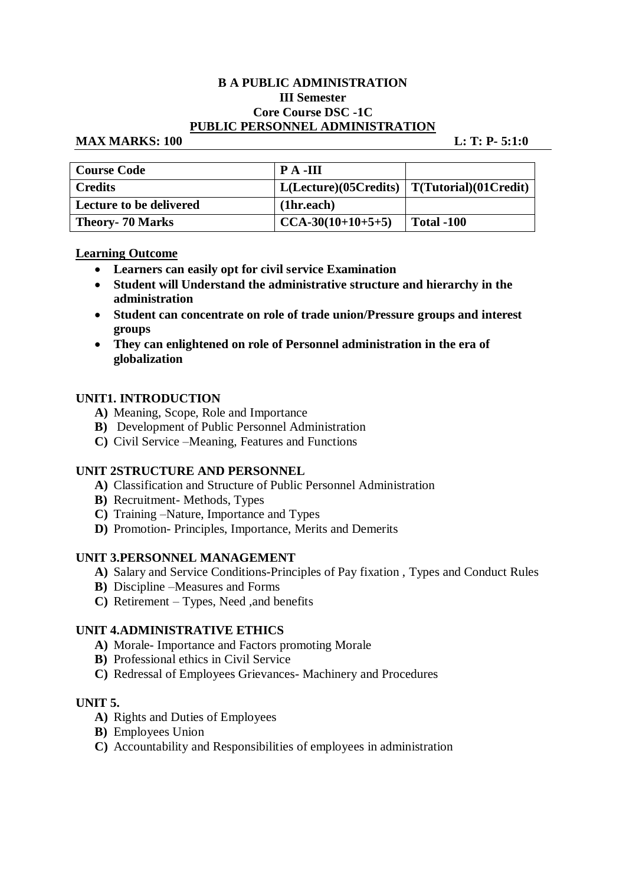**B A PUBLIC ADMINISTRATION**
**III Semester**
**Core Course DSC -1C**
**PUBLIC PERSONNEL ADMINISTRATION**

**MAX MARKS: 100** **L: T: P- 5:1:0**

| **Course Code** | **P A -III** | |
|---|---|---|
| **Credits** | **L(Lecture)(05Credits)** | **T(Tutorial)(01Credit)** |
| **Lecture to be delivered** | **(1hr.each)** | |
| **Theory- 70 Marks** | **CCA-30(10+10+5+5)** | **Total -100** |

**Learning Outcome**

- **Learners can easily opt for civil service Examination**
- **Student will Understand the administrative structure and hierarchy in the administration**
- **Student can concentrate on role of trade union/Pressure groups and interest groups**
- **They can enlightened on role of Personnel administration in the era of globalization**

**UNIT1. INTRODUCTION**

- **A)** Meaning, Scope, Role and Importance
- **B)** Development of Public Personnel Administration
- **C)** Civil Service –Meaning, Features and Functions

**UNIT 2STRUCTURE AND PERSONNEL**

- **A)** Classification and Structure of Public Personnel Administration
- **B)** Recruitment- Methods, Types
- **C)** Training –Nature, Importance and Types
- **D)** Promotion- Principles, Importance, Merits and Demerits

**UNIT 3.PERSONNEL MANAGEMENT**

- **A)** Salary and Service Conditions-Principles of Pay fixation , Types and Conduct Rules
- **B)** Discipline –Measures and Forms
- **C)** Retirement – Types, Need ,and benefits

**UNIT 4.ADMINISTRATIVE ETHICS**

- **A)** Morale- Importance and Factors promoting Morale
- **B)** Professional ethics in Civil Service
- **C)** Redressal of Employees Grievances- Machinery and Procedures

**UNIT 5.**

- **A)** Rights and Duties of Employees
- **B)** Employees Union
- **C)** Accountability and Responsibilities of employees in administration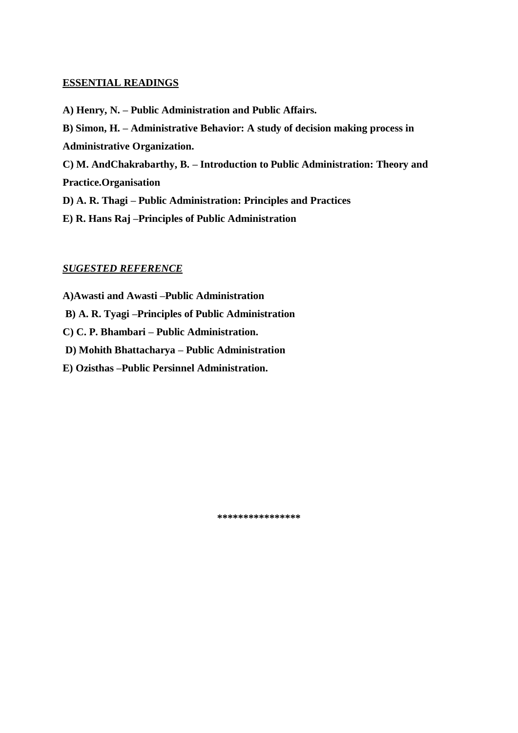<u>**ESSENTIAL READINGS**</u>

**A) Henry, N. – Public Administration and Public Affairs.**

**B) Simon, H. – Administrative Behavior: A study of decision making process in Administrative Organization.**

**C) M. AndChakrabarthy, B. – Introduction to Public Administration: Theory and Practice.Organisation**

**D) A. R. Thagi – Public Administration: Principles and Practices**

**E) R. Hans Raj –Principles of Public Administration**

***<u>SUGESTED REFERENCE</u>***

**A)Awasti and Awasti –Public Administration**

**B) A. R. Tyagi –Principles of Public Administration**

**C) C. P. Bhambari – Public Administration.**

**D) Mohith Bhattacharya – Public Administration**

**E) Ozisthas –Public Persinnel Administration.**

**\*\*\*\*\*\*\*\*\*\*\*\*\*\*\***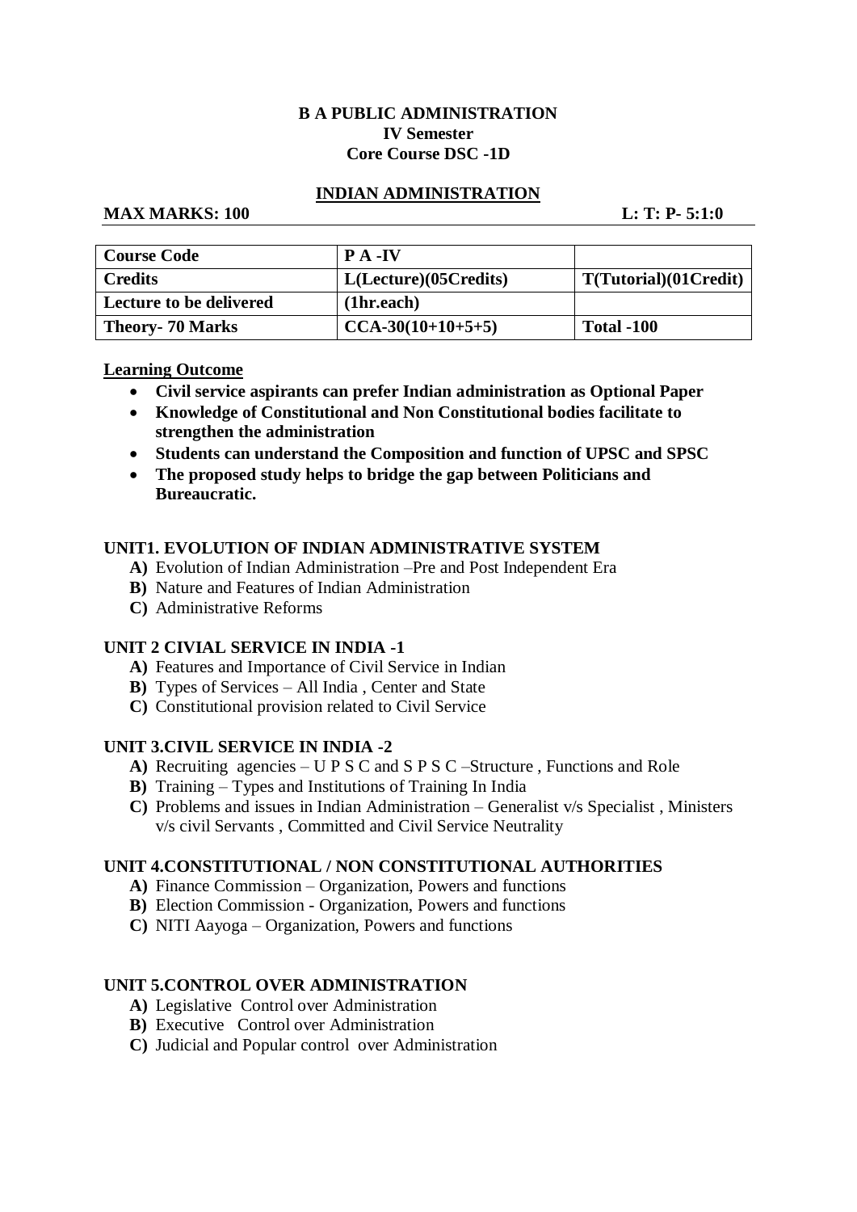**B A PUBLIC ADMINISTRATION**
**IV Semester**
**Core Course DSC -1D**

## INDIAN ADMINISTRATION

**MAX MARKS: 100** **L: T: P- 5:1:0**

| **Course Code** | **P A -IV** | |
|---|---|---|
| **Credits** | **L(Lecture)(05Credits)** | **T(Tutorial)(01Credit)** |
| **Lecture to be delivered** | **(1hr.each)** | |
| **Theory- 70 Marks** | **CCA-30(10+10+5+5)** | **Total -100** |

**Learning Outcome**

- **Civil service aspirants can prefer Indian administration as Optional Paper**
- **Knowledge of Constitutional and Non Constitutional bodies facilitate to strengthen the administration**
- **Students can understand the Composition and function of UPSC and SPSC**
- **The proposed study helps to bridge the gap between Politicians and Bureaucratic.**

### UNIT1. EVOLUTION OF INDIAN ADMINISTRATIVE SYSTEM

**A)** Evolution of Indian Administration –Pre and Post Independent Era
**B)** Nature and Features of Indian Administration
**C)** Administrative Reforms

### UNIT 2 CIVIAL SERVICE IN INDIA -1

**A)** Features and Importance of Civil Service in Indian
**B)** Types of Services – All India , Center and State
**C)** Constitutional provision related to Civil Service

### UNIT 3.CIVIL SERVICE IN INDIA -2

**A)** Recruiting agencies – U P S C and S P S C –Structure , Functions and Role
**B)** Training – Types and Institutions of Training In India
**C)** Problems and issues in Indian Administration – Generalist v/s Specialist , Ministers v/s civil Servants , Committed and Civil Service Neutrality

### UNIT 4.CONSTITUTIONAL / NON CONSTITUTIONAL AUTHORITIES

**A)** Finance Commission – Organization, Powers and functions
**B)** Election Commission - Organization, Powers and functions
**C)** NITI Aayoga – Organization, Powers and functions

### UNIT 5.CONTROL OVER ADMINISTRATION

**A)** Legislative Control over Administration
**B)** Executive Control over Administration
**C)** Judicial and Popular control over Administration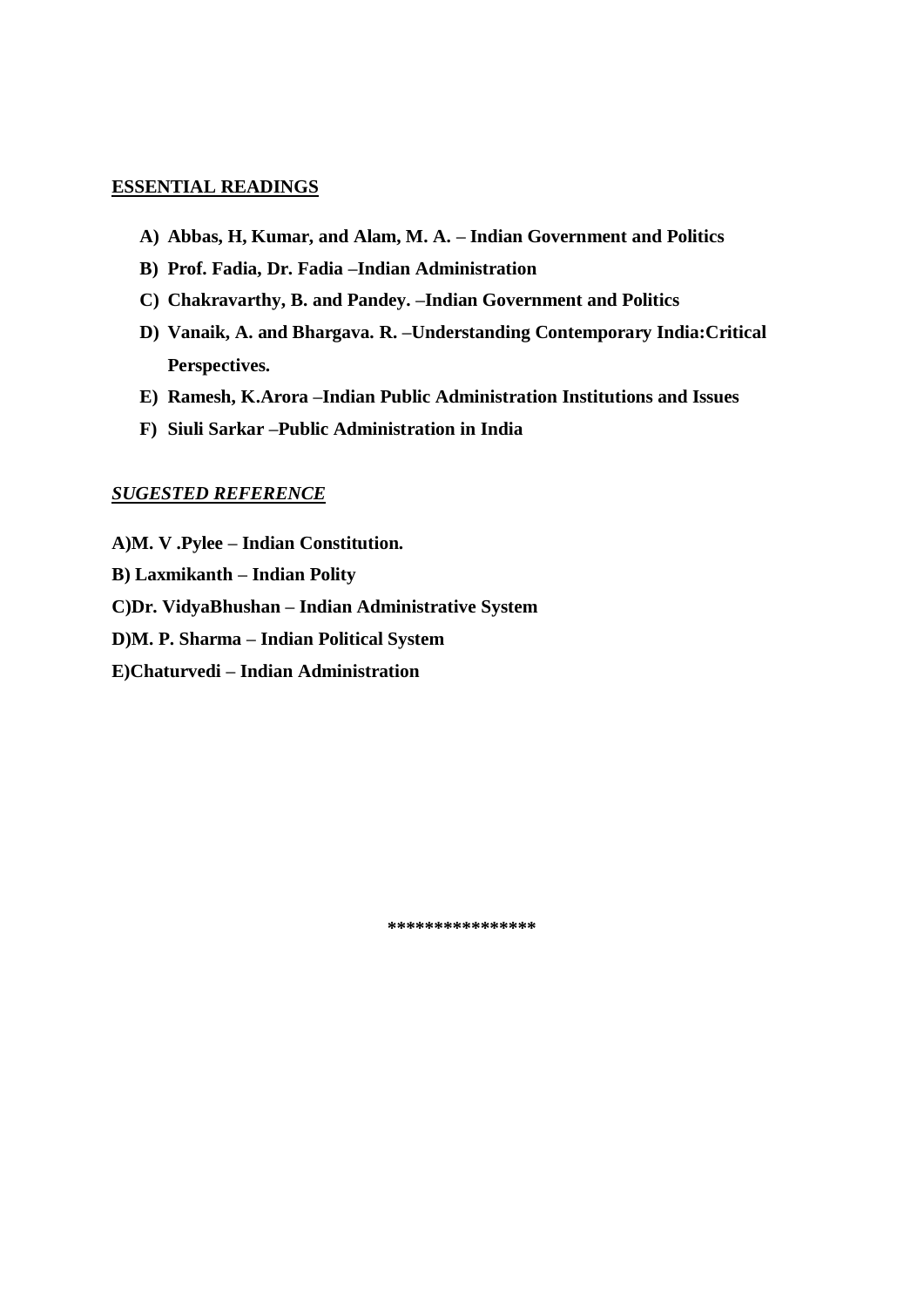## ESSENTIAL READINGS

- **A) Abbas, H, Kumar, and Alam, M. A. – Indian Government and Politics**
- **B) Prof. Fadia, Dr. Fadia –Indian Administration**
- **C) Chakravarthy, B. and Pandey. –Indian Government and Politics**
- **D) Vanaik, A. and Bhargava. R. –Understanding Contemporary India:Critical Perspectives.**
- **E) Ramesh, K.Arora –Indian Public Administration Institutions and Issues**
- **F) Siuli Sarkar –Public Administration in India**

## *SUGESTED REFERENCE*

**A)M. V .Pylee – Indian Constitution.**

**B) Laxmikanth – Indian Polity**

**C)Dr. VidyaBhushan – Indian Administrative System**

**D)M. P. Sharma – Indian Political System**

**E)Chaturvedi – Indian Administration**

***************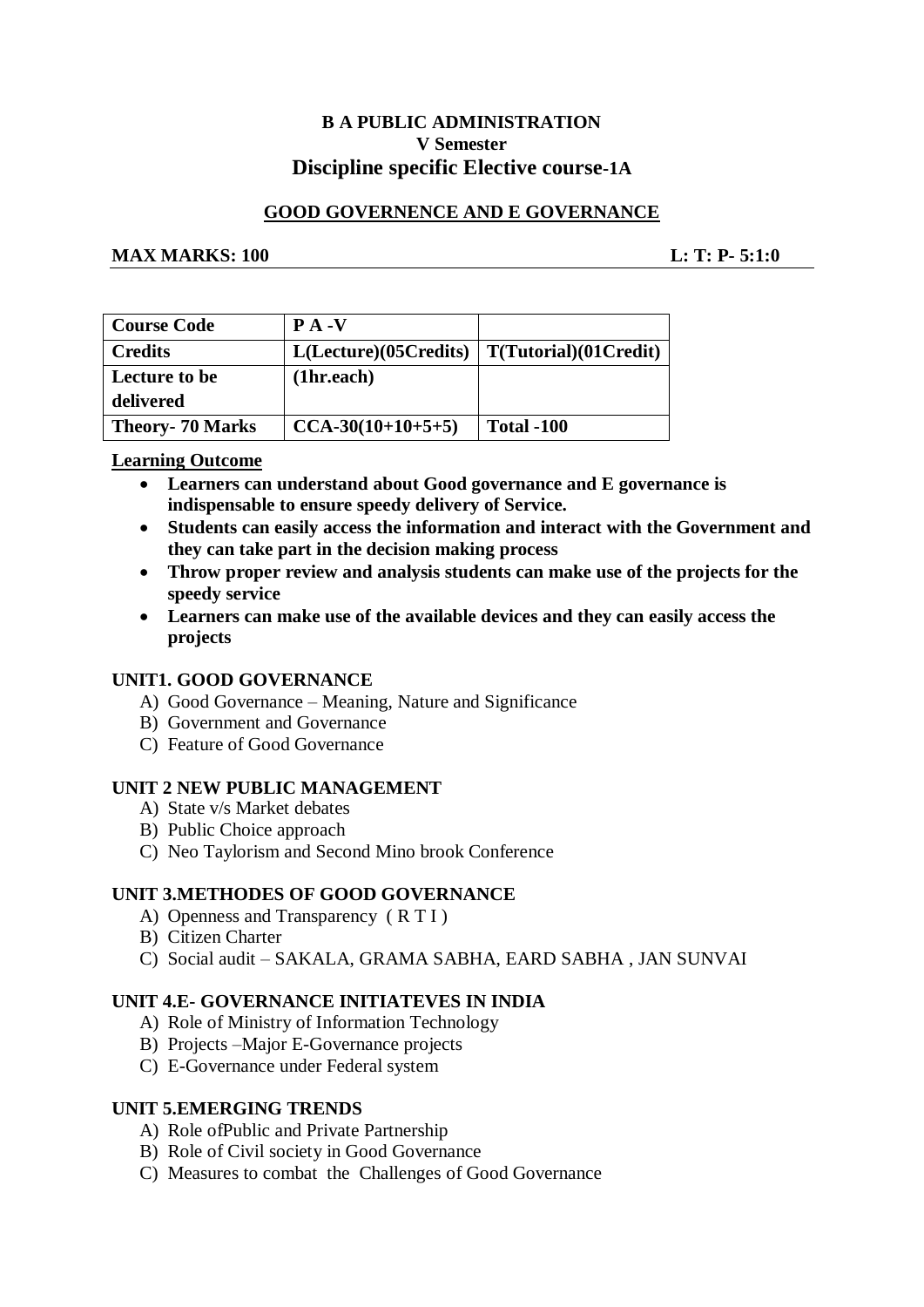**B A PUBLIC ADMINISTRATION**
**V Semester**
**Discipline specific Elective course-1A**

**GOOD GOVERNENCE AND E GOVERNANCE**

**MAX MARKS: 100** **L: T: P- 5:1:0**

| **Course Code** | **P A -V** | |
|---|---|---|
| **Credits** | **L(Lecture)(05Credits)** | **T(Tutorial)(01Credit)** |
| **Lecture to be delivered** | **(1hr.each)** | |
| **Theory- 70 Marks** | **CCA-30(10+10+5+5)** | **Total -100** |

**Learning Outcome**

- **Learners can understand about Good governance and E governance is indispensable to ensure speedy delivery of Service.**
- **Students can easily access the information and interact with the Government and they can take part in the decision making process**
- **Throw proper review and analysis students can make use of the projects for the speedy service**
- **Learners can make use of the available devices and they can easily access the projects**

**UNIT1. GOOD GOVERNANCE**

A) Good Governance – Meaning, Nature and Significance
B) Government and Governance
C) Feature of Good Governance

**UNIT 2 NEW PUBLIC MANAGEMENT**

A) State v/s Market debates
B) Public Choice approach
C) Neo Taylorism and Second Mino brook Conference

**UNIT 3.METHODES OF GOOD GOVERNANCE**

A) Openness and Transparency ( R T I )
B) Citizen Charter
C) Social audit – SAKALA, GRAMA SABHA, EARD SABHA , JAN SUNVAI

**UNIT 4.E- GOVERNANCE INITIATEVES IN INDIA**

A) Role of Ministry of Information Technology
B) Projects –Major E-Governance projects
C) E-Governance under Federal system

**UNIT 5.EMERGING TRENDS**

A) Role ofPublic and Private Partnership
B) Role of Civil society in Good Governance
C) Measures to combat the Challenges of Good Governance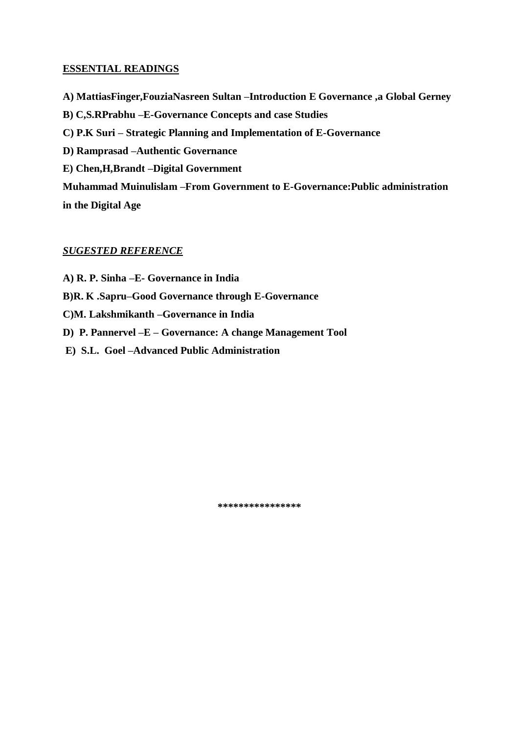**ESSENTIAL READINGS**

**A) MattiasFinger,FouziaNasreen Sultan –Introduction E Governance ,a Global Gerney**

**B) C,S.RPrabhu –E-Governance Concepts and case Studies**

**C) P.K Suri – Strategic Planning and Implementation of E-Governance**

**D) Ramprasad –Authentic Governance**

**E) Chen,H,Brandt –Digital Government**

**Muhammad Muinulislam –From Government to E-Governance:Public administration in the Digital Age**

***SUGESTED REFERENCE***

**A) R. P. Sinha –E- Governance in India**

**B)R. K .Sapru–Good Governance through E-Governance**

**C)M. Lakshmikanth –Governance in India**

**D) P. Pannervel –E – Governance: A change Management Tool**

**E) S.L. Goel –Advanced Public Administration**

***************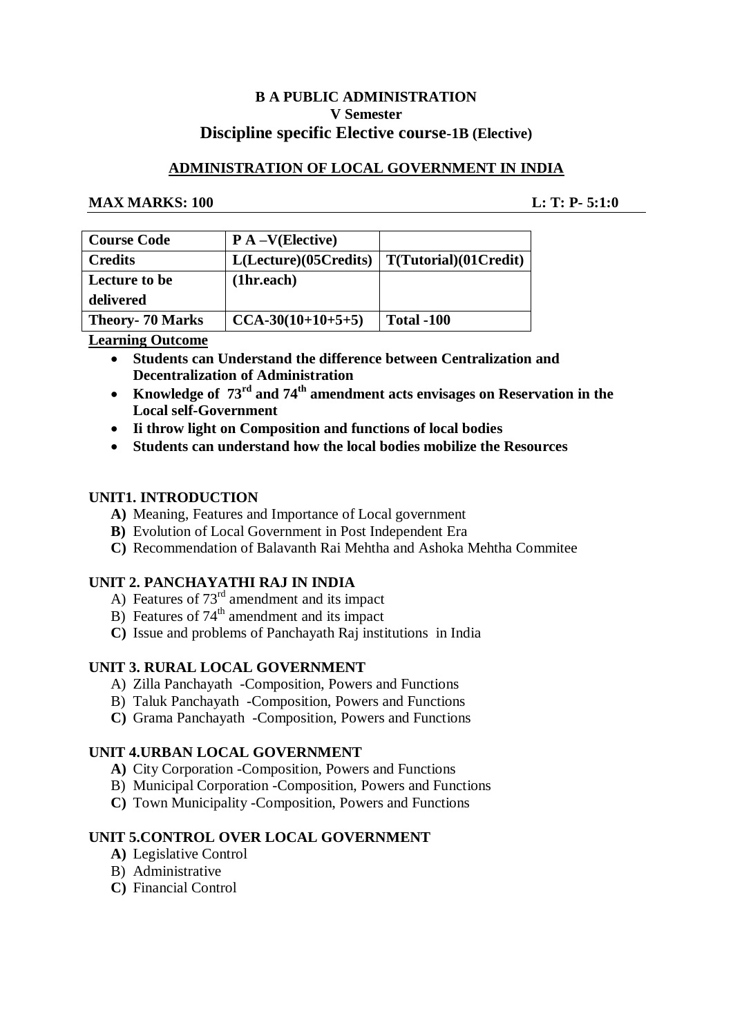**B A PUBLIC ADMINISTRATION**
**V Semester**
**Discipline specific Elective course-1B (Elective)**

## ADMINISTRATION OF LOCAL GOVERNMENT IN INDIA

**MAX MARKS: 100** **L: T: P- 5:1:0**

| Course Code | P A –V(Elective) | |
|---|---|---|
| Credits | L(Lecture)(05Credits) | T(Tutorial)(01Credit) |
| Lecture to be delivered | (1hr.each) | |
| Theory- 70 Marks | CCA-30(10+10+5+5) | Total -100 |

**Learning Outcome**

- **Students can Understand the difference between Centralization and Decentralization of Administration**
- **Knowledge of 73rd and 74th amendment acts envisages on Reservation in the Local self-Government**
- **Ii throw light on Composition and functions of local bodies**
- **Students can understand how the local bodies mobilize the Resources**

### UNIT1. INTRODUCTION

- **A)** Meaning, Features and Importance of Local government
- **B)** Evolution of Local Government in Post Independent Era
- **C)** Recommendation of Balavanth Rai Mehtha and Ashoka Mehtha Commitee

### UNIT 2. PANCHAYATHI RAJ IN INDIA

- A) Features of 73rd amendment and its impact
- B) Features of 74th amendment and its impact
- **C)** Issue and problems of Panchayath Raj institutions in India

### UNIT 3. RURAL LOCAL GOVERNMENT

- A) Zilla Panchayath -Composition, Powers and Functions
- B) Taluk Panchayath -Composition, Powers and Functions
- **C)** Grama Panchayath -Composition, Powers and Functions

### UNIT 4.URBAN LOCAL GOVERNMENT

- **A)** City Corporation -Composition, Powers and Functions
- B) Municipal Corporation -Composition, Powers and Functions
- **C)** Town Municipality -Composition, Powers and Functions

### UNIT 5.CONTROL OVER LOCAL GOVERNMENT

- **A)** Legislative Control
- B) Administrative
- **C)** Financial Control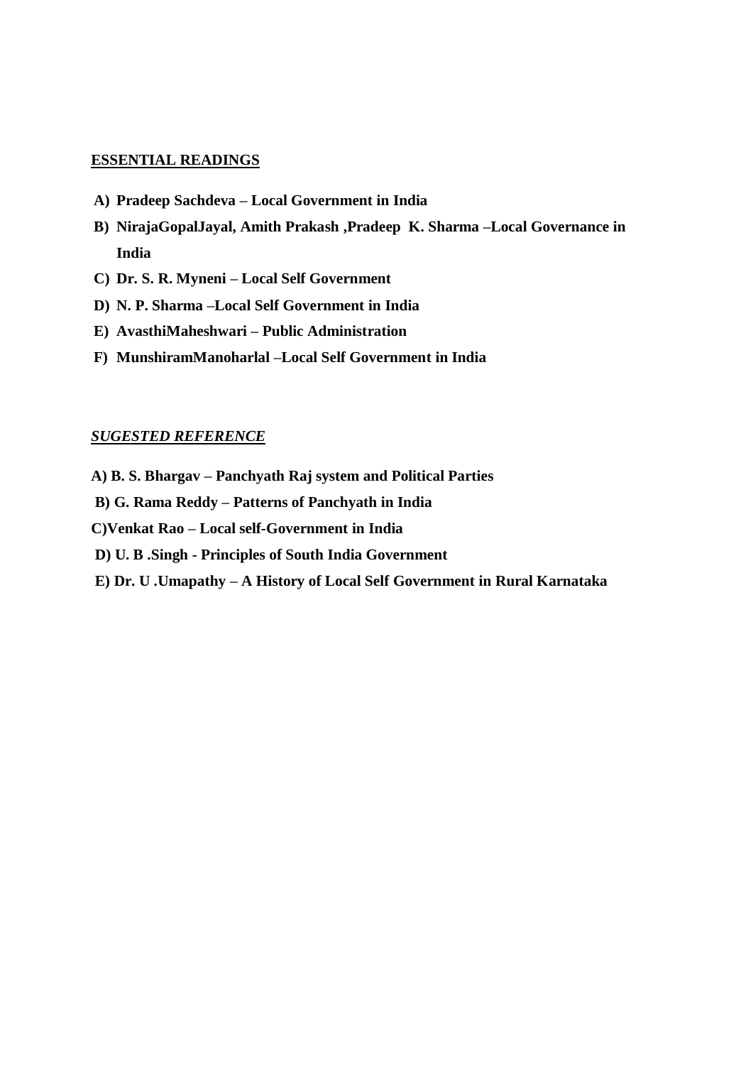**ESSENTIAL READINGS**

A) **Pradeep Sachdeva – Local Government in India**
B) **NirajaGopalJayal, Amith Prakash ,Pradeep K. Sharma –Local Governance in India**
C) **Dr. S. R. Myneni – Local Self Government**
D) **N. P. Sharma –Local Self Government in India**
E) **AvasthiMaheshwari – Public Administration**
F) **MunshiramManoharlal –Local Self Government in India**

***SUGESTED REFERENCE***

A) **B. S. Bhargav – Panchyath Raj system and Political Parties**
B) **G. Rama Reddy – Patterns of Panchyath in India**
C)**Venkat Rao – Local self-Government in India**
D) **U. B .Singh - Principles of South India Government**
E) **Dr. U .Umapathy – A History of Local Self Government in Rural Karnataka**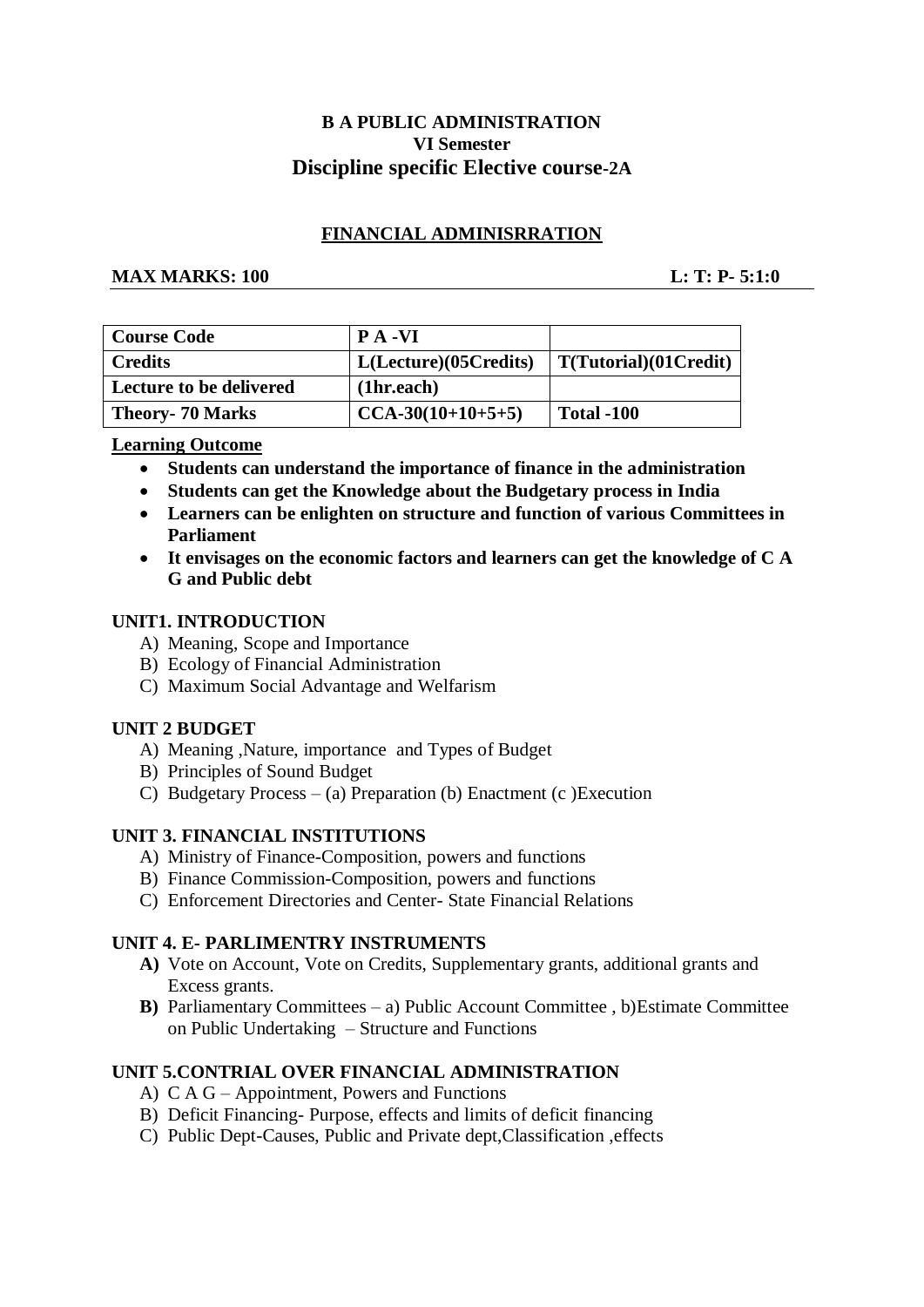# B A PUBLIC ADMINISTRATION
## VI Semester
## Discipline specific Elective course-2A

### FINANCIAL ADMINISRRATION

**MAX MARKS: 100** **L: T: P- 5:1:0**

| **Course Code** | **P A -VI** | |
|---|---|---|
| **Credits** | **L(Lecture)(05Credits)** | **T(Tutorial)(01Credit)** |
| **Lecture to be delivered** | **(1hr.each)** | |
| **Theory- 70 Marks** | **CCA-30(10+10+5+5)** | **Total -100** |

**Learning Outcome**

- **Students can understand the importance of finance in the administration**
- **Students can get the Knowledge about the Budgetary process in India**
- **Learners can be enlighten on structure and function of various Committees in Parliament**
- **It envisages on the economic factors and learners can get the knowledge of C A G and Public debt**

**UNIT1. INTRODUCTION**

A) Meaning, Scope and Importance
B) Ecology of Financial Administration
C) Maximum Social Advantage and Welfarism

**UNIT 2 BUDGET**

A) Meaning ,Nature, importance and Types of Budget
B) Principles of Sound Budget
C) Budgetary Process – (a) Preparation (b) Enactment (c )Execution

**UNIT 3. FINANCIAL INSTITUTIONS**

A) Ministry of Finance-Composition, powers and functions
B) Finance Commission-Composition, powers and functions
C) Enforcement Directories and Center- State Financial Relations

**UNIT 4. E- PARLIMENTRY INSTRUMENTS**

**A)** Vote on Account, Vote on Credits, Supplementary grants, additional grants and Excess grants.
**B)** Parliamentary Committees – a) Public Account Committee , b)Estimate Committee on Public Undertaking – Structure and Functions

**UNIT 5.CONTRIAL OVER FINANCIAL ADMINISTRATION**

A) C A G – Appointment, Powers and Functions
B) Deficit Financing- Purpose, effects and limits of deficit financing
C) Public Dept-Causes, Public and Private dept,Classification ,effects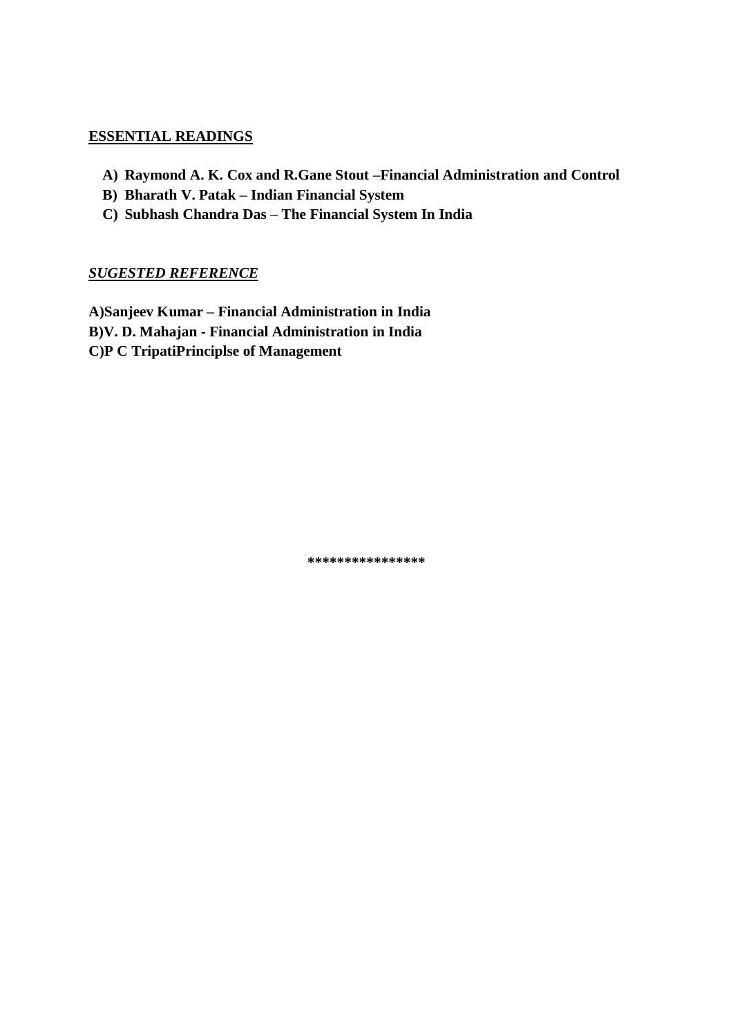**ESSENTIAL READINGS**

A) **Raymond A. K. Cox and R.Gane Stout –Financial Administration and Control**
B) **Bharath V. Patak – Indian Financial System**
C) **Subhash Chandra Das – The Financial System In India**

***SUGESTED REFERENCE***

**A)Sanjeev Kumar – Financial Administration in India**
**B)V. D. Mahajan - Financial Administration in India**
**C)P C TripatiPrinciplse of Management**

***************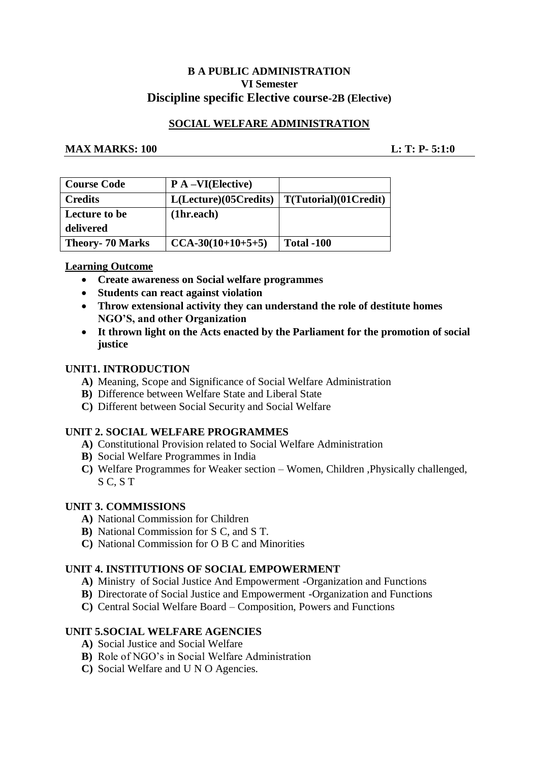**B A PUBLIC ADMINISTRATION**
**VI Semester**
**Discipline specific Elective course-2B (Elective)**

## SOCIAL WELFARE ADMINISTRATION

**MAX MARKS: 100** **L: T: P- 5:1:0**

| Course Code | P A –VI(Elective) | |
|---|---|---|
| Credits | L(Lecture)(05Credits) | T(Tutorial)(01Credit) |
| Lecture to be delivered | (1hr.each) | |
| Theory- 70 Marks | CCA-30(10+10+5+5) | Total -100 |

**Learning Outcome**

- **Create awareness on Social welfare programmes**
- **Students can react against violation**
- **Throw extensional activity they can understand the role of destitute homes NGO'S, and other Organization**
- **It thrown light on the Acts enacted by the Parliament for the promotion of social justice**

### UNIT1. INTRODUCTION

**A)** Meaning, Scope and Significance of Social Welfare Administration
**B)** Difference between Welfare State and Liberal State
**C)** Different between Social Security and Social Welfare

### UNIT 2. SOCIAL WELFARE PROGRAMMES

**A)** Constitutional Provision related to Social Welfare Administration
**B)** Social Welfare Programmes in India
**C)** Welfare Programmes for Weaker section – Women, Children ,Physically challenged, S C, S T

### UNIT 3. COMMISSIONS

**A)** National Commission for Children
**B)** National Commission for S C, and S T.
**C)** National Commission for O B C and Minorities

### UNIT 4. INSTITUTIONS OF SOCIAL EMPOWERMENT

**A)** Ministry of Social Justice And Empowerment -Organization and Functions
**B)** Directorate of Social Justice and Empowerment -Organization and Functions
**C)** Central Social Welfare Board – Composition, Powers and Functions

### UNIT 5.SOCIAL WELFARE AGENCIES

**A)** Social Justice and Social Welfare
**B)** Role of NGO's in Social Welfare Administration
**C)** Social Welfare and U N O Agencies.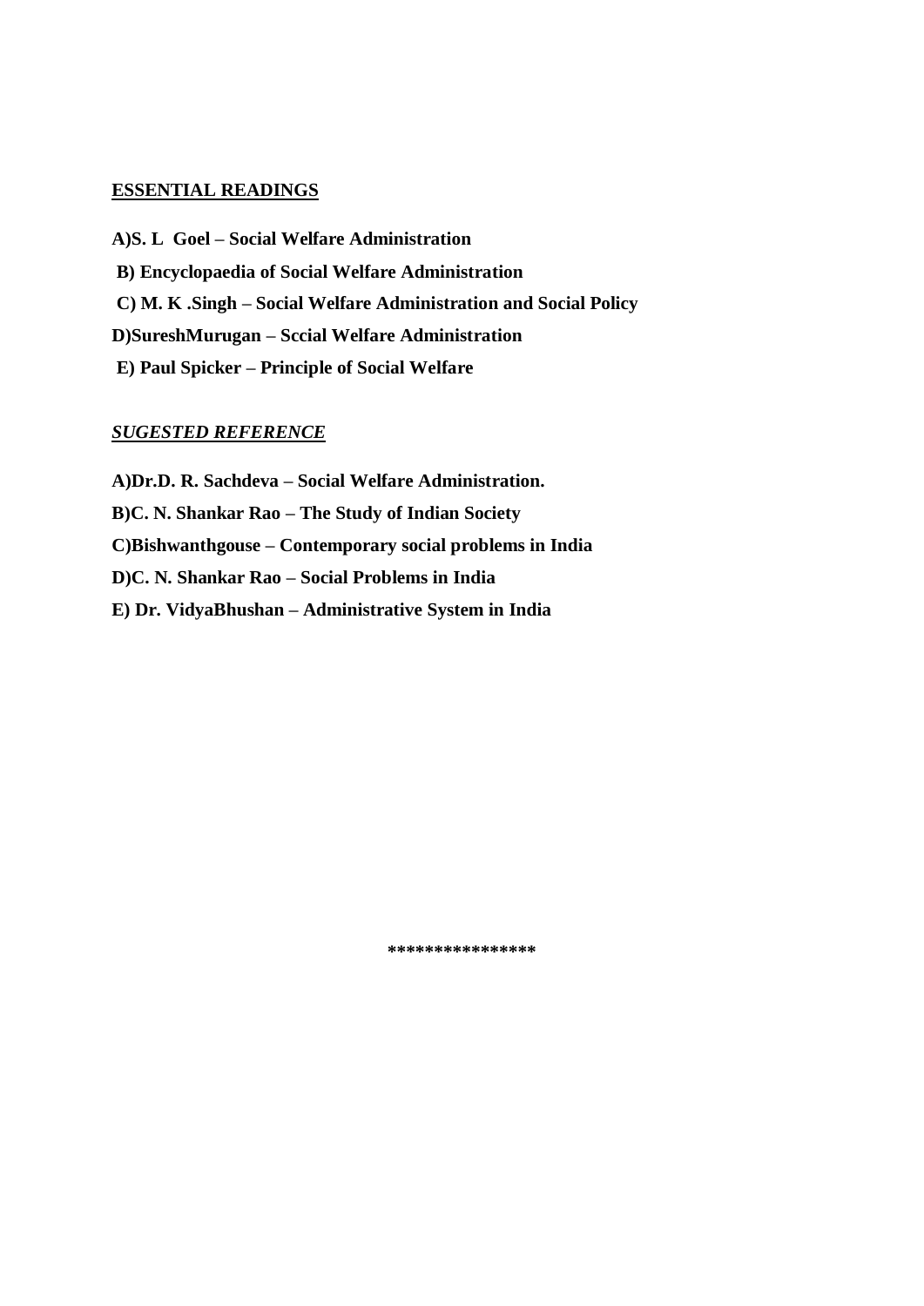**<u>ESSENTIAL READINGS</u>**

**A)S. L Goel – Social Welfare Administration**

**B) Encyclopaedia of Social Welfare Administration**

**C) M. K .Singh – Social Welfare Administration and Social Policy**

**D)SureshMurugan – Sccial Welfare Administration**

**E) Paul Spicker – Principle of Social Welfare**

***<u>SUGESTED REFERENCE</u>***

**A)Dr.D. R. Sachdeva – Social Welfare Administration.**

**B)C. N. Shankar Rao – The Study of Indian Society**

**C)Bishwanthgouse – Contemporary social problems in India**

**D)C. N. Shankar Rao – Social Problems in India**

**E) Dr. VidyaBhushan – Administrative System in India**

***************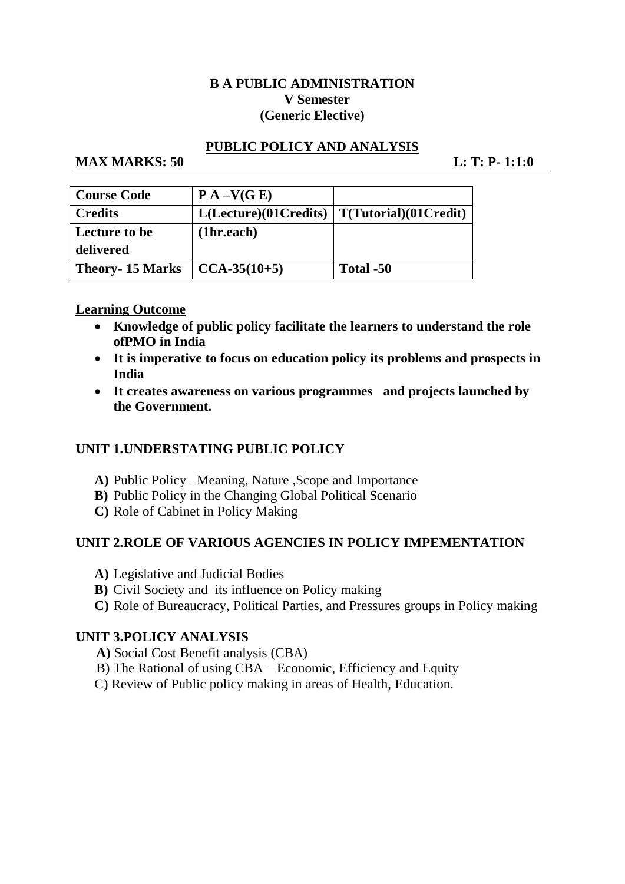**B A PUBLIC ADMINISTRATION**
**V Semester**
**(Generic Elective)**

## PUBLIC POLICY AND ANALYSIS

**MAX MARKS: 50** **L: T: P- 1:1:0**

| **Course Code** | **P A –V(G E)** | |
|---|---|---|
| **Credits** | **L(Lecture)(01Credits)** | **T(Tutorial)(01Credit)** |
| **Lecture to be delivered** | **(1hr.each)** | |
| **Theory- 15 Marks** | **CCA-35(10+5)** | **Total -50** |

**Learning Outcome**

- **Knowledge of public policy facilitate the learners to understand the role ofPMO in India**
- **It is imperative to focus on education policy its problems and prospects in India**
- **It creates awareness on various programmes and projects launched by the Government.**

### UNIT 1.UNDERSTATING PUBLIC POLICY

**A)** Public Policy –Meaning, Nature ,Scope and Importance
**B)** Public Policy in the Changing Global Political Scenario
**C)** Role of Cabinet in Policy Making

### UNIT 2.ROLE OF VARIOUS AGENCIES IN POLICY IMPEMENTATION

**A)** Legislative and Judicial Bodies
**B)** Civil Society and its influence on Policy making
**C)** Role of Bureaucracy, Political Parties, and Pressures groups in Policy making

### UNIT 3.POLICY ANALYSIS

**A)** Social Cost Benefit analysis (CBA)
B) The Rational of using CBA – Economic, Efficiency and Equity
C) Review of Public policy making in areas of Health, Education.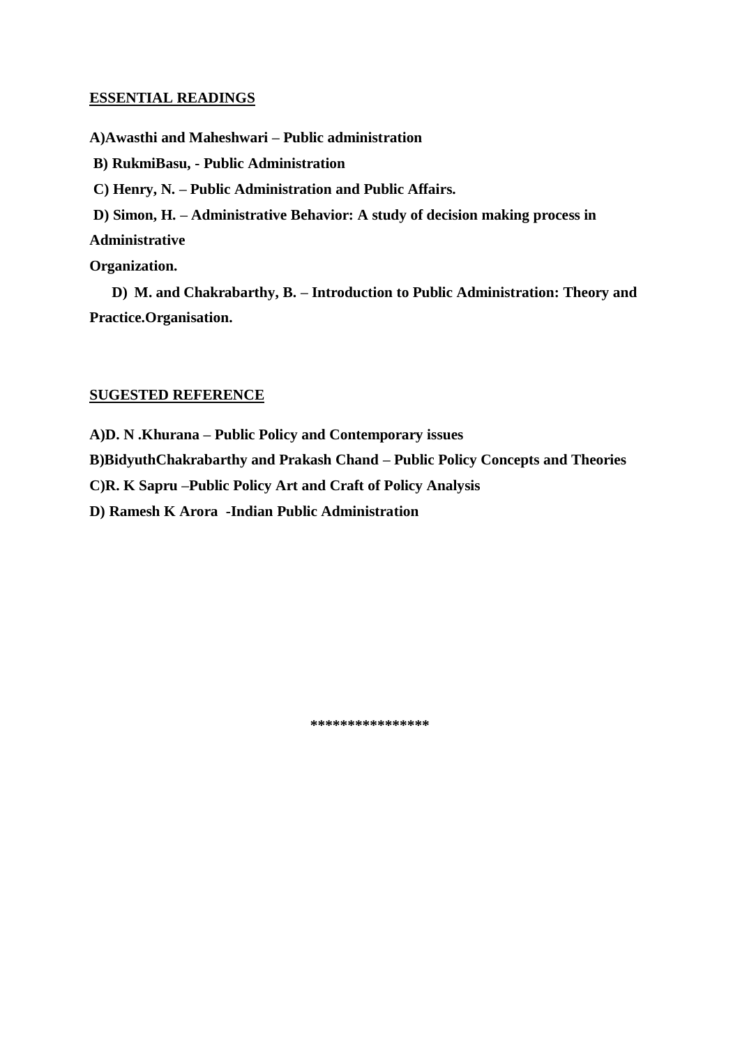**<u>ESSENTIAL READINGS</u>**

**A)Awasthi and Maheshwari – Public administration**

**B) RukmiBasu, - Public Administration**

**C) Henry, N. – Public Administration and Public Affairs.**

**D) Simon, H. – Administrative Behavior: A study of decision making process in Administrative Organization.**

**D) M. and Chakrabarthy, B. – Introduction to Public Administration: Theory and Practice.Organisation.**

**<u>SUGESTED REFERENCE</u>**

**A)D. N .Khurana – Public Policy and Contemporary issues**

**B)BidyuthChakrabarthy and Prakash Chand – Public Policy Concepts and Theories**

**C)R. K Sapru –Public Policy Art and Craft of Policy Analysis**

**D) Ramesh K Arora -Indian Public Administration**

***************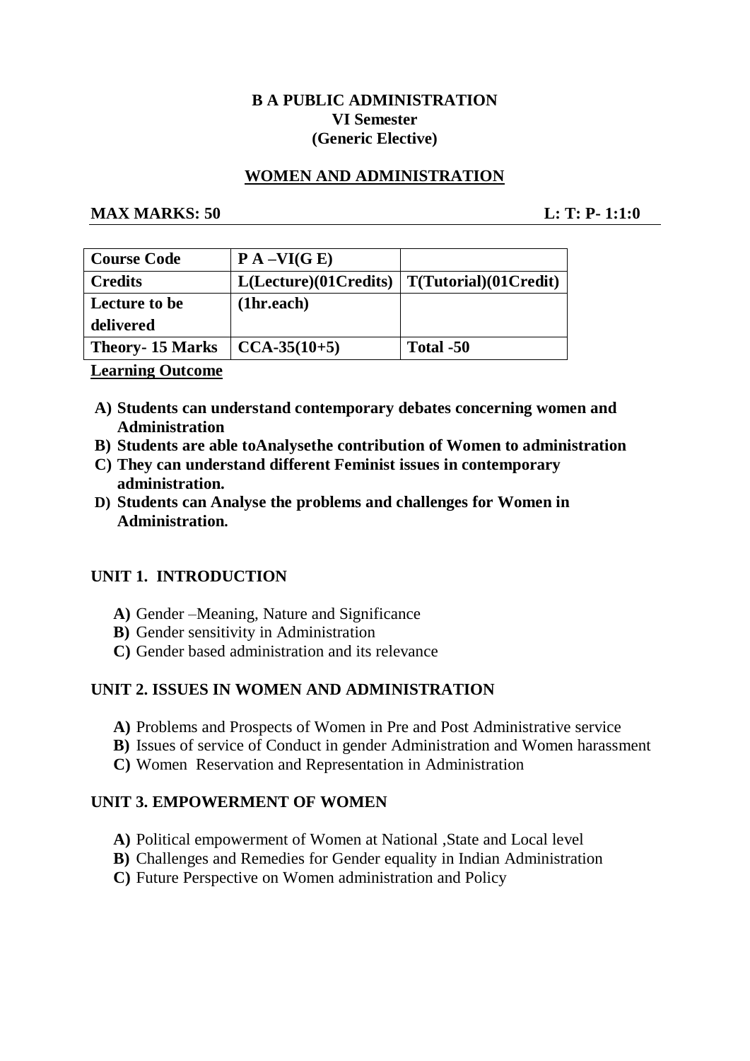**B A PUBLIC ADMINISTRATION**
**VI Semester**
**(Generic Elective)**

**WOMEN AND ADMINISTRATION**

**MAX MARKS: 50** **L: T: P- 1:1:0**

| **Course Code** | **P A –VI(G E)** | |
|---|---|---|
| **Credits** | **L(Lecture)(01Credits)** | **T(Tutorial)(01Credit)** |
| **Lecture to be delivered** | **(1hr.each)** | |
| **Theory- 15 Marks** | **CCA-35(10+5)** | **Total -50** |

**Learning Outcome**

- **A) Students can understand contemporary debates concerning women and Administration**
- **B) Students are able toAnalysethe contribution of Women to administration**
- **C) They can understand different Feminist issues in contemporary administration.**
- **D) Students can Analyse the problems and challenges for Women in Administration.**

## UNIT 1. INTRODUCTION

- **A)** Gender –Meaning, Nature and Significance
- **B)** Gender sensitivity in Administration
- **C)** Gender based administration and its relevance

## UNIT 2. ISSUES IN WOMEN AND ADMINISTRATION

- **A)** Problems and Prospects of Women in Pre and Post Administrative service
- **B)** Issues of service of Conduct in gender Administration and Women harassment
- **C)** Women Reservation and Representation in Administration

## UNIT 3. EMPOWERMENT OF WOMEN

- **A)** Political empowerment of Women at National ,State and Local level
- **B)** Challenges and Remedies for Gender equality in Indian Administration
- **C)** Future Perspective on Women administration and Policy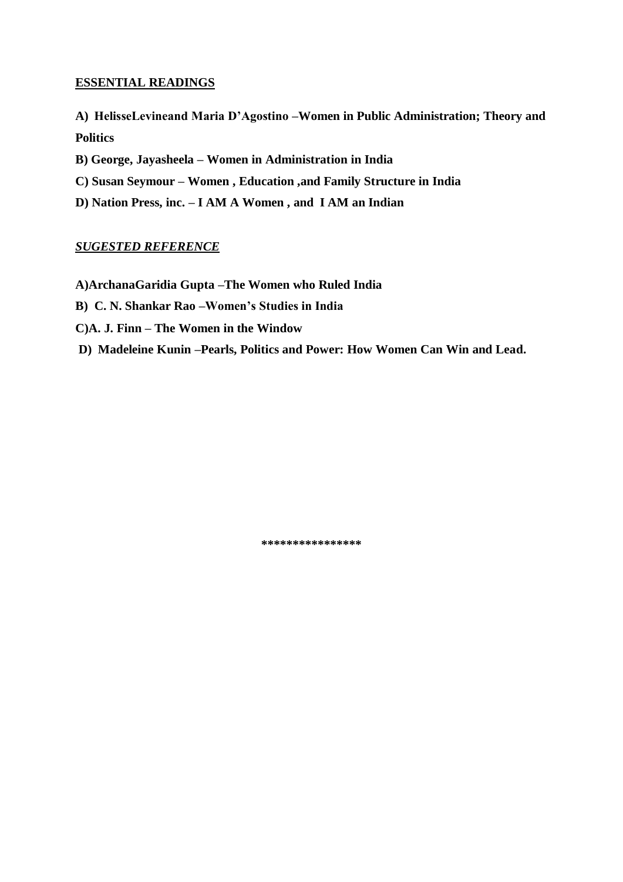## **ESSENTIAL READINGS**

**A) HelisseLevineand Maria D'Agostino –Women in Public Administration; Theory and Politics**

**B) George, Jayasheela – Women in Administration in India**

**C) Susan Seymour – Women , Education ,and Family Structure in India**

**D) Nation Press, inc. – I AM A Women , and I AM an Indian**

## ***SUGESTED REFERENCE***

**A)ArchanaGaridia Gupta –The Women who Ruled India**

**B) C. N. Shankar Rao –Women's Studies in India**

**C)A. J. Finn – The Women in the Window**

**D) Madeleine Kunin –Pearls, Politics and Power: How Women Can Win and Lead.**

***************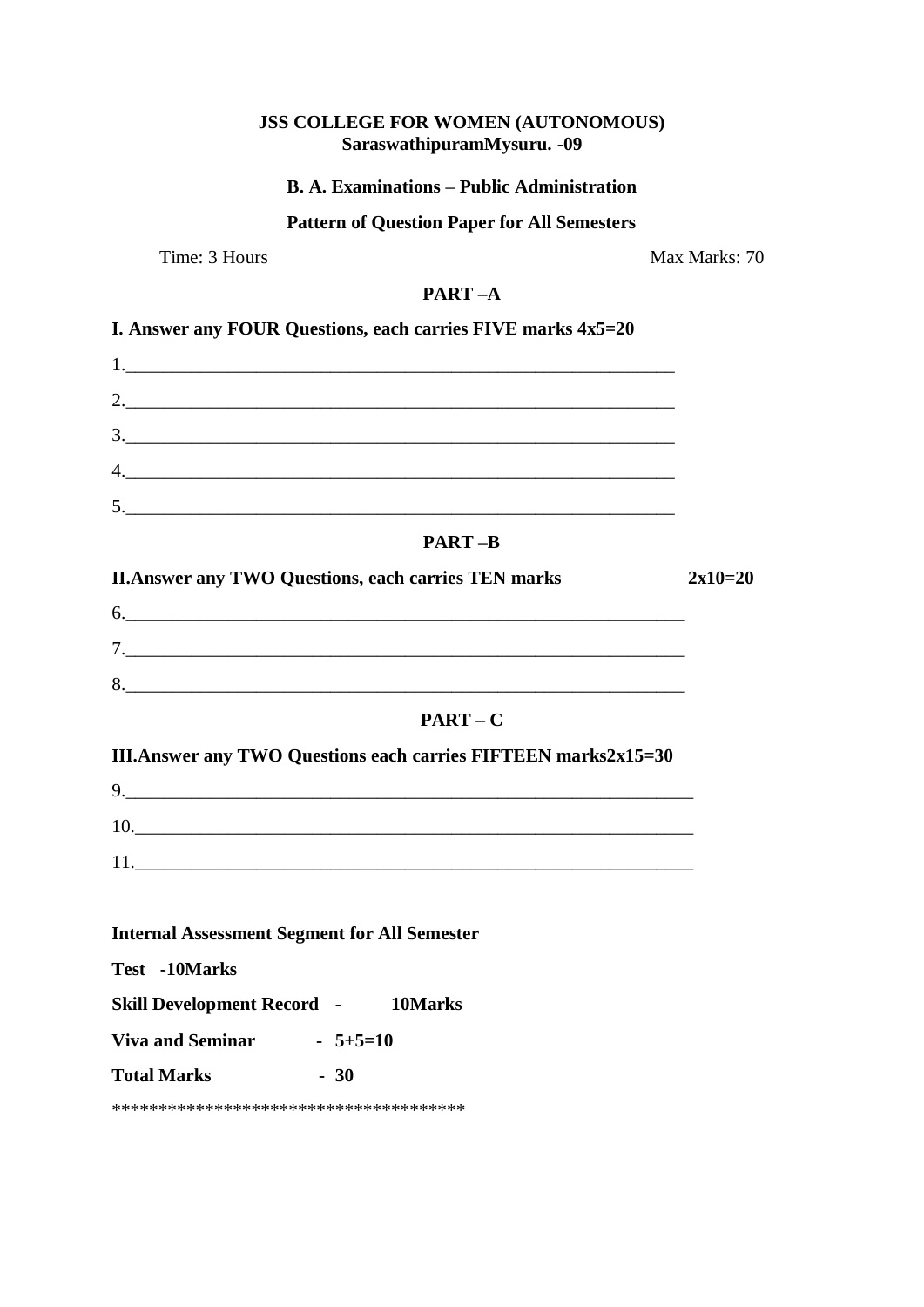**JSS COLLEGE FOR WOMEN (AUTONOMOUS)**
**SaraswathipuramMysuru. -09**

**B. A. Examinations – Public Administration**

**Pattern of Question Paper for All Semesters**

Time: 3 Hours Max Marks: 70

**PART –A**

**I. Answer any FOUR Questions, each carries FIVE marks 4x5=20**

1.\_\_\_\_\_\_\_\_\_\_\_\_\_\_\_\_\_\_\_\_\_\_\_\_\_\_\_\_\_\_\_\_\_\_\_\_\_\_\_\_\_\_\_\_\_\_\_\_\_\_\_\_\_\_\_\_\_\_\_\_

2.\_\_\_\_\_\_\_\_\_\_\_\_\_\_\_\_\_\_\_\_\_\_\_\_\_\_\_\_\_\_\_\_\_\_\_\_\_\_\_\_\_\_\_\_\_\_\_\_\_\_\_\_\_\_\_\_\_\_\_\_

3.\_\_\_\_\_\_\_\_\_\_\_\_\_\_\_\_\_\_\_\_\_\_\_\_\_\_\_\_\_\_\_\_\_\_\_\_\_\_\_\_\_\_\_\_\_\_\_\_\_\_\_\_\_\_\_\_\_\_\_\_

4.\_\_\_\_\_\_\_\_\_\_\_\_\_\_\_\_\_\_\_\_\_\_\_\_\_\_\_\_\_\_\_\_\_\_\_\_\_\_\_\_\_\_\_\_\_\_\_\_\_\_\_\_\_\_\_\_\_\_\_\_

5.\_\_\_\_\_\_\_\_\_\_\_\_\_\_\_\_\_\_\_\_\_\_\_\_\_\_\_\_\_\_\_\_\_\_\_\_\_\_\_\_\_\_\_\_\_\_\_\_\_\_\_\_\_\_\_\_\_\_\_\_

**PART –B**

**II.Answer any TWO Questions, each carries TEN marks 2x10=20**

6.\_\_\_\_\_\_\_\_\_\_\_\_\_\_\_\_\_\_\_\_\_\_\_\_\_\_\_\_\_\_\_\_\_\_\_\_\_\_\_\_\_\_\_\_\_\_\_\_\_\_\_\_\_\_\_\_\_\_\_\_

7.\_\_\_\_\_\_\_\_\_\_\_\_\_\_\_\_\_\_\_\_\_\_\_\_\_\_\_\_\_\_\_\_\_\_\_\_\_\_\_\_\_\_\_\_\_\_\_\_\_\_\_\_\_\_\_\_\_\_\_\_

8.\_\_\_\_\_\_\_\_\_\_\_\_\_\_\_\_\_\_\_\_\_\_\_\_\_\_\_\_\_\_\_\_\_\_\_\_\_\_\_\_\_\_\_\_\_\_\_\_\_\_\_\_\_\_\_\_\_\_\_\_

**PART – C**

**III.Answer any TWO Questions each carries FIFTEEN marks2x15=30**

9.\_\_\_\_\_\_\_\_\_\_\_\_\_\_\_\_\_\_\_\_\_\_\_\_\_\_\_\_\_\_\_\_\_\_\_\_\_\_\_\_\_\_\_\_\_\_\_\_\_\_\_\_\_\_\_\_\_\_\_\_

10.\_\_\_\_\_\_\_\_\_\_\_\_\_\_\_\_\_\_\_\_\_\_\_\_\_\_\_\_\_\_\_\_\_\_\_\_\_\_\_\_\_\_\_\_\_\_\_\_\_\_\_\_\_\_\_\_\_\_\_\_

11.\_\_\_\_\_\_\_\_\_\_\_\_\_\_\_\_\_\_\_\_\_\_\_\_\_\_\_\_\_\_\_\_\_\_\_\_\_\_\_\_\_\_\_\_\_\_\_\_\_\_\_\_\_\_\_\_\_\_\_\_

**Internal Assessment Segment for All Semester**

**Test -10Marks**

**Skill Development Record - 10Marks**

**Viva and Seminar - 5+5=10**

**Total Marks - 30**

**************************************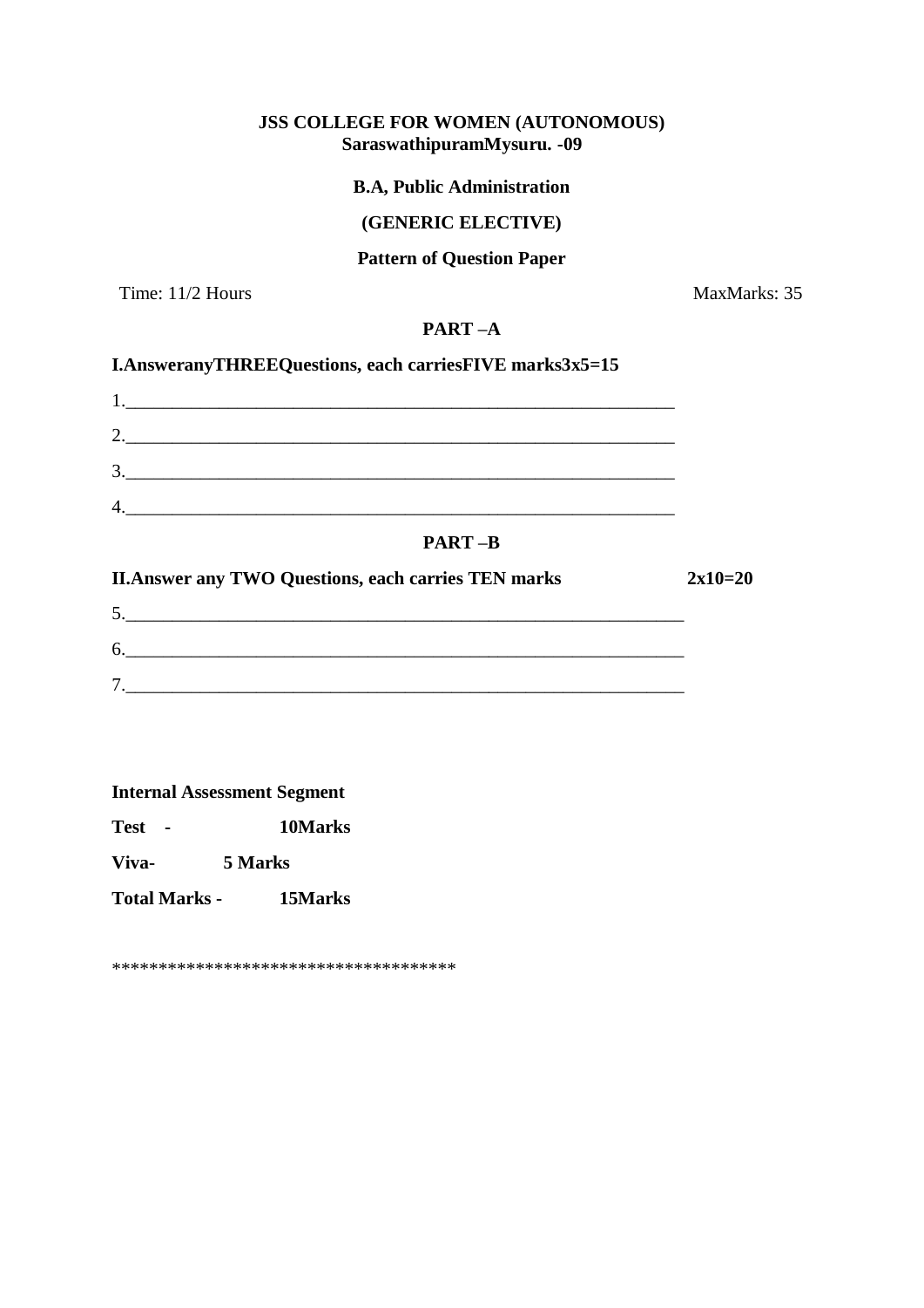**JSS COLLEGE FOR WOMEN (AUTONOMOUS)**
**SaraswathipuramMysuru. -09**

**B.A, Public Administration**

**(GENERIC ELECTIVE)**

**Pattern of Question Paper**

Time: 11/2 Hours MaxMarks: 35

**PART –A**

**I.AnsweranyTHREEQuestions, each carriesFIVE marks3x5=15**

1.______________________________________________________________

2.______________________________________________________________

3.______________________________________________________________

4.______________________________________________________________

**PART –B**

**II.Answer any TWO Questions, each carries TEN marks 2x10=20**

5.______________________________________________________________

6.______________________________________________________________

7.______________________________________________________________

**Internal Assessment Segment**

**Test - 10Marks**

**Viva- 5 Marks**

**Total Marks - 15Marks**

************************************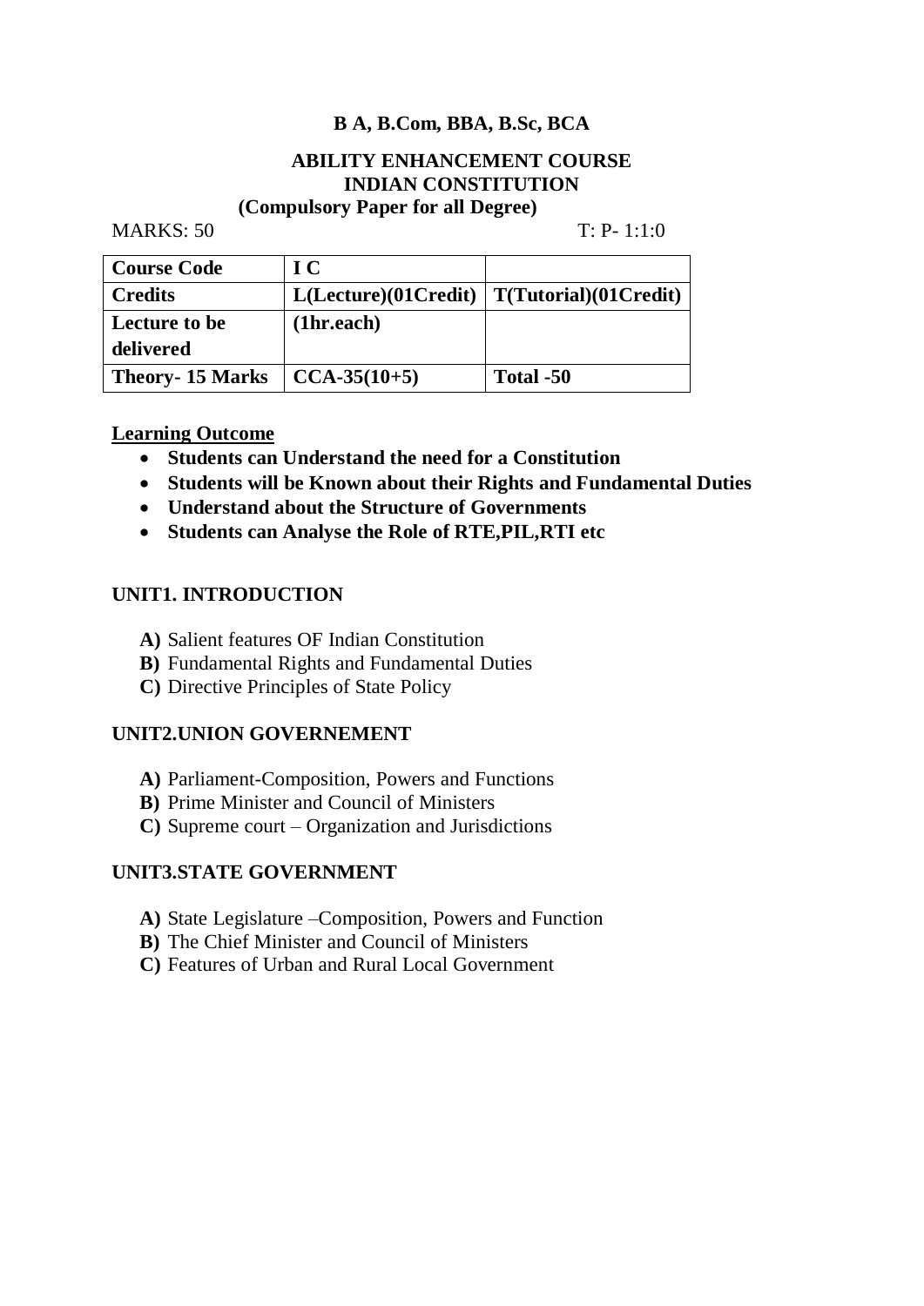**B A, B.Com, BBA, B.Sc, BCA**

**ABILITY ENHANCEMENT COURSE**
**INDIAN CONSTITUTION**
**(Compulsory Paper for all Degree)**

MARKS: 50 T: P- 1:1:0

| **Course Code** | **I C** | |
|---|---|---|
| **Credits** | **L(Lecture)(01Credit)** | **T(Tutorial)(01Credit)** |
| **Lecture to be delivered** | **(1hr.each)** | |
| **Theory- 15 Marks** | **CCA-35(10+5)** | **Total -50** |

**Learning Outcome**

- **Students can Understand the need for a Constitution**
- **Students will be Known about their Rights and Fundamental Duties**
- **Understand about the Structure of Governments**
- **Students can Analyse the Role of RTE,PIL,RTI etc**

**UNIT1. INTRODUCTION**

**A)** Salient features OF Indian Constitution
**B)** Fundamental Rights and Fundamental Duties
**C)** Directive Principles of State Policy

**UNIT2.UNION GOVERNEMENT**

**A)** Parliament-Composition, Powers and Functions
**B)** Prime Minister and Council of Ministers
**C)** Supreme court – Organization and Jurisdictions

**UNIT3.STATE GOVERNMENT**

**A)** State Legislature –Composition, Powers and Function
**B)** The Chief Minister and Council of Ministers
**C)** Features of Urban and Rural Local Government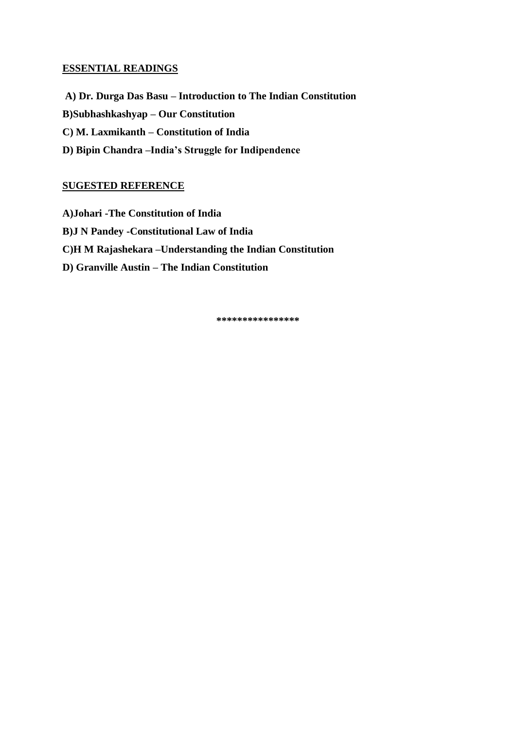## ESSENTIAL READINGS

**A) Dr. Durga Das Basu – Introduction to The Indian Constitution**

**B)Subhashkashyap – Our Constitution**

**C) M. Laxmikanth – Constitution of India**

**D) Bipin Chandra –India's Struggle for Indipendence**

## SUGESTED REFERENCE

**A)Johari -The Constitution of India**

**B)J N Pandey -Constitutional Law of India**

**C)H M Rajashekara –Understanding the Indian Constitution**

**D) Granville Austin – The Indian Constitution**

***************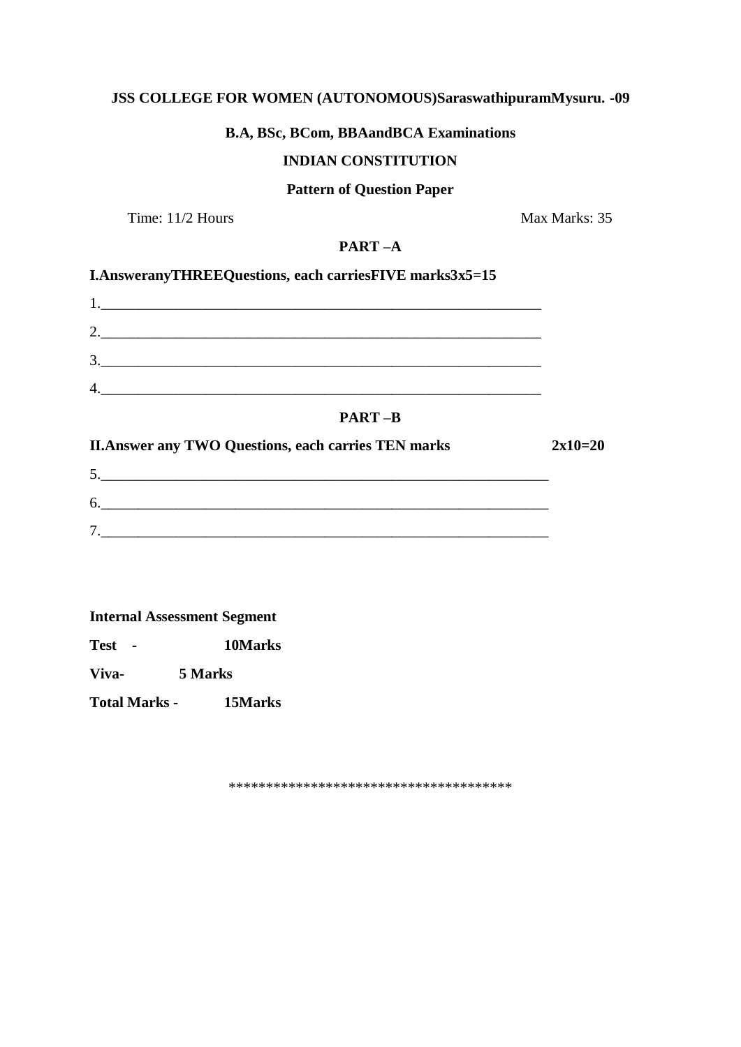**JSS COLLEGE FOR WOMEN (AUTONOMOUS)SaraswathipuramMysuru. -09**

**B.A, BSc, BCom, BBAandBCA Examinations**

**INDIAN CONSTITUTION**

**Pattern of Question Paper**

Time: 11/2 Hours Max Marks: 35

**PART –A**

**I.AnsweranyTHREEQuestions, each carriesFIVE marks3x5=15**

1.______________________________________________________________

2.______________________________________________________________

3.______________________________________________________________

4.______________________________________________________________

**PART –B**

**II.Answer any TWO Questions, each carries TEN marks 2x10=20**

5.______________________________________________________________

6.______________________________________________________________

7.______________________________________________________________

**Internal Assessment Segment**

**Test - 10Marks**

**Viva- 5 Marks**

**Total Marks - 15Marks**

****************************************